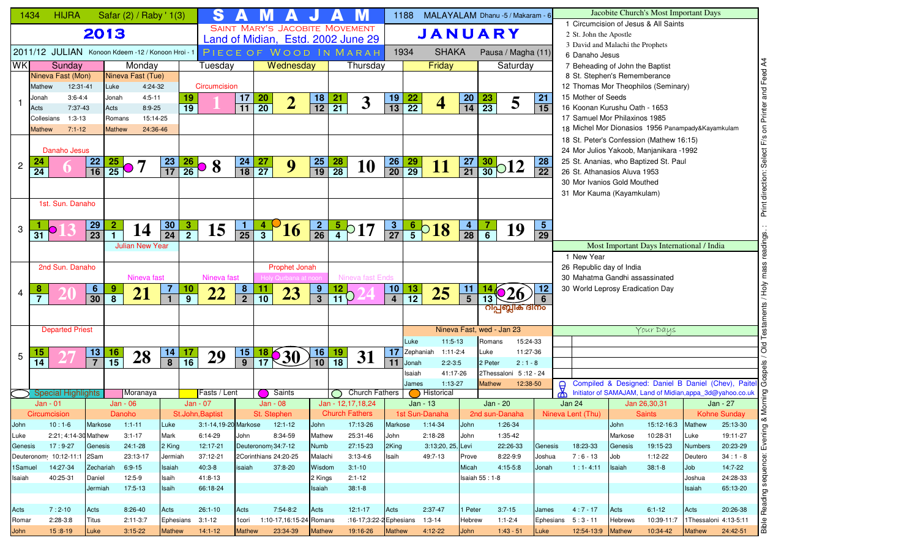# SAMAJAM — January 2013

1434 HIJRA — Safar (2) / Raby ' 1(3)

2011/12 JULIAN — Konoon Kdeem -12 / Konoon Hroi - 1

SAINT MARY'S JACOBITE MOVEMENT
Land of Midian, Estd. 2002 June 29
PIECE OF WOOD IN MARAH

1188 MALAYALAM Dhanu -5 / Makaram - 6

**JANUARY**

1934 SHAKA — Pausa / Magha (11)

| WK | Sunday | Monday | Tuesday | Wednesday | Thursday | Friday | Saturday |
|---|---|---|---|---|---|---|---|
| 1 | Nineva Fast (Mon): Mathew 12:31-41; Jonah 3:6-4:4; Acts 7:37-43; Collesians 1:3-13; Mathew 7:1-12 | Nineva Fast (Tue): Luke 4:24-32; Jonah 4:5-11; Acts 8:9-25; Romans 15:14-25; Mathew 24:36-46 | Circumcision — 1 (19/19, 17/11) | 2 (20/20, 18/12) | 3 (21/21, 19/13) | 4 (22/22, 20/14) | 5 (23/23, 21/15) |
| 2 | Danaho Jesus — 6 (24/24, 22/16) | 7 (25/25, 23/17) | 8 (26/26, 24/18) | 9 (27/27, 25/19) | 10 (28/28, 26/20) | 11 (29/29, 27/21) | 12 (30/30, 28/22) |
| 3 | 1st. Sun. Danaho — 13 (1/31, 29/23) | 14 (2/1, 30/24) — Julian New Year | 15 (3/2, 1/25) | 16 (4/3, 2/26) | 17 (5/4, 3/27) | 18 (6/5, 4/28) | 19 (7/6, 5/29) |
| 4 | 2nd Sun. Danaho — 20 (8/7, 6/30) | Nineva fast — 21 (9/8, 7/1) | Nineva fast — 22 (10/9, 8/2) | Prophet Jonah; Holy Qurbana at noon — 23 (11/10, 9/3) | Nineva fast Ends — 24 (12/11, 10/4) | 25 (13/12, 11/5) | 26 (14/13, 12/6) റിപ്പബ്ലിക് ദിനം |
| 5 | Departed Priest — 27 (15/14, 13/7) | 28 (16/15, 14/8) | 29 (17/16, 15/9) | 30 (18/17, 16/10) | 31 (19/18, 17/11) | | |

**Nineva Fast, wed - Jan 23**

| | | | |
|---|---|---|---|
| Luke | 11:5-13 | Romans | 15:24-33 |
| Zephaniah | 1:11-2:4 | Luke | 11:27-36 |
| Jonah | 2:2-3:5 | 2 Peter | 2 : 1 - 8 |
| Isaiah | 41:17-26 | 2Thessaloni | 5 :12 - 24 |
| James | 1:13-27 | Mathew | 12:38-50 |

Legend: Special Highlights | Moranaya | Fasts / Lent | Saints | Church Fathers | Historical

## Jacobite Church's Most Important Days

- 1 Circumcision of Jesus & All Saints
- 2 St. John the Apostle
- 3 David and Malachi the Prophets
- 6 Danaho Jesus
- 7 Beheading of John the Baptist
- 8 St. Stephen's Rememberance
- 12 Thomas Mor Theophilos (Seminary)
- 15 Mother of Seeds
- 16 Koonan Kurushu Oath - 1653
- 17 Samuel Mor Philaxinos 1985
- 18 Michel Mor Dionasios 1956 Panampady&Kayamkulam
- 18 St. Peter's Confession (Mathew 16:15)
- 24 Mor Julios Yakoob, Manjanikara -1992
- 25 St. Ananias, who Baptized St. Paul
- 26 St. Athanasios Aluva 1953
- 30 Mor Ivanios Gold Mouthed
- 31 Mor Kauma (Kayamkulam)

## Most Important Days International / India

- 1 New Year
- 26 Republic day of India
- 30 Mahatma Gandhi assassinated
- 30 World Leprosy Eradication Day

## Your Days

Compiled & Designed: Daniel B Daniel (Chev), Paitel
Initiator of SAMAJAM, Land of Midian, appa_3d@yahoo.co.uk

## Bible Readings

| Jan - 01 | | Jan - 06 | | Jan - 07 | | Jan - 08 | | Jan - 12,17,18,24 | | Jan - 13 | | Jan - 20 | | Jan 24 | | Jan 26,30,31 | | Jan - 27 | |
|---|---|---|---|---|---|---|---|---|---|---|---|---|---|---|---|---|---|---|---|
| Circumcision | | Danoho | | St.John,Baptist | | St. Stephen | | Church Fathers | | 1st Sun-Danaha | | 2nd sun-Danaha | | Nineva Lent (Thu) | | Saints | | Kohne Sunday | |
| John | 10 : 1-6 | Markose | 1:1-11 | Luke | 3:1-14,19-20 | Markose | 12:1-12 | John | 17:13-26 | Markose | 1:14-34 | John | 1:26-34 | | | John | 15:12-16:3 | Mathew | 25:13-30 |
| Luke | 2:21; 4:14-30 | Mathew | 3:1-17 | Mark | 6:14-29 | John | 8:34-59 | Mathew | 25:31-46 | John | 2:18-28 | John | 1:35-42 | | | Markose | 10:28-31 | Luke | 19:11-27 |
| Genesis | 17 : 9-27 | Genesis | 24:1-28 | 2 King | 12:17-21 | Deuteronomy | 34:7-12 | Numb | 27:15-23 | 2King | 3:13;20, 25, | Levi | 22:26-33 | Genesis | 18:23-33 | Genesis | 19:15-23 | Numbers | 20:23-29 |
| Deuteronomy | 10:12-11:1 | 2Sam | 23:13-17 | Jermiah | 37:12-21 | 2Corinthians | 24:20-25 | Malachi | 3:13-4:6 | Isaih | 49:7-13 | Prove | 8:22-9:9 | Joshua | 7 : 6 - 13 | Job | 1:12-22 | Deutero | 34 : 1 - 8 |
| 1Samuel | 14:27-34 | Zechariah | 6:9-15 | Isaiah | 40:3-8 | isaiah | 37:8-20 | Wisdom | 3:1-10 | | | Micah | 4:15-5:8 | Jonah | 1 : 1- 4:11 | Isaiah | 38:1-8 | Job | 14:7-22 |
| Isaiah | 40:25-31 | Daniel | 12:5-9 | Isaih | 41:8-13 | | | 2 Kings | 2:1-12 | | | Isaiah 55 : 1-8 | | | | | | Joshua | 24:28-33 |
| | | Jermiah | 17:5-13 | Isaih | 66:18-24 | | | Isaiah | 38:1-8 | | | | | | | | | Isaiah | 65:13-20 |
| Acts | 7 : 2-10 | Acts | 8:26-40 | Acts | 26:1-10 | Acts | 7:54-8:2 | Acts | 12:1-17 | Acts | 2:37-47 | 1 Peter | 3:7-15 | James | 4 : 7 - 17 | Acts | 6:1-12 | Acts | 20:26-38 |
| Romar | 2:28-3:8 | Titus | 2:11-3:7 | Ephesians | 3:1-12 | 1cori | 1:10-17,16:15-24 | Romans | :16-17;3:22-26 | Ephesians | 1:3-14 | Hebrew | 1:1-2:4 | Ephesians | 5 : 3 - 11 | Hebrews | 10:39-11:7 | 1Thessaloni | 4:13-5:11 |
| John | 15 :8-19 | Luke | 3:15-22 | Mathew | 14:1-12 | Mathew | 23:34-39 | Mathew | 19:16-26 | Mathew | 4:12-22 | John | 1:43 - 51 | Luke | 12:54-13:9 | Mathew | 10:34-42 | Mathew | 24:42-51 |

Bible Reading sequence: Evening & Morning Gospels / Old Testaments / Holy mass readings : : Print direction: Select F/s on Printer and Feed A4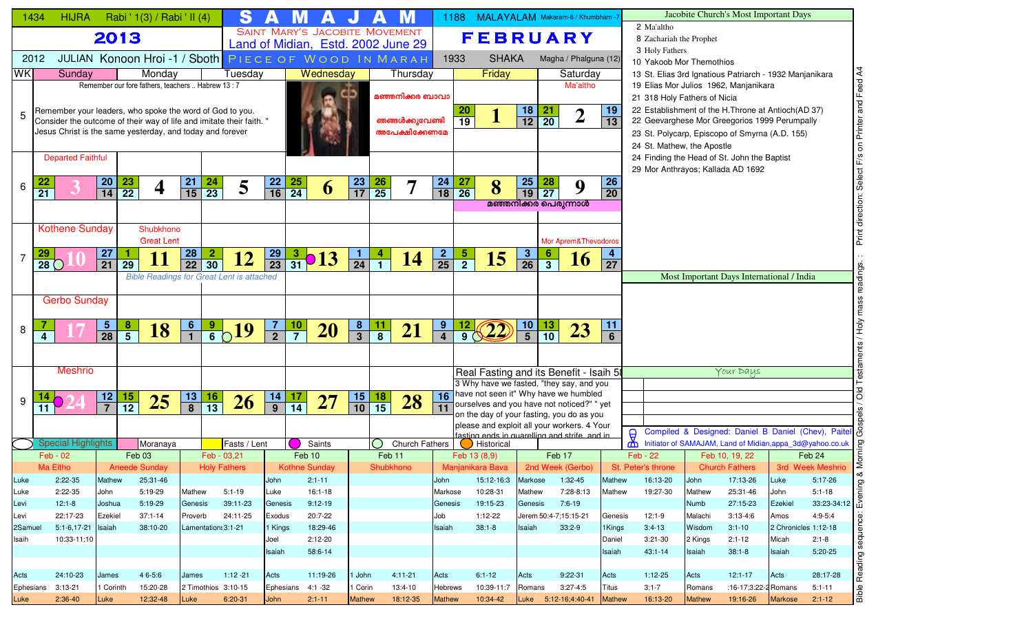# SAMAJAM

1434 HIJRA Rabi ' 1(3) / Rabi ' II (4)

**2013**

2012 JULIAN Konoon Hroi -1 / Sboth

SAINT MARY'S JACOBITE MOVEMENT
Land of Midian, Estd. 2002 June 29
PIECE OF WOOD IN MARAH

1188 MALAYALAM Makaram-6 / Khumbham -7

**FEBRUARY**

1933 SHAKA Magha / Phalguna (12)

Remember our fore fathers, teachers .. Habrew 13 : 7

Remember your leaders, who spoke the word of God to you. Consider the outcome of their way of life and imitate their faith. " Jesus Christ is the same yesterday, and today and forever

മഞ്ഞനിക്കര ബാവാ ഞങ്ങൾക്കുവേണ്ടി അപേക്ഷിക്കേണമേ

| WK | Sunday | Monday | Tuesday | Wednesday | Thursday | Friday | Saturday |
|---|---|---|---|---|---|---|---|
| 5 | | | | | | 1 (20/19, 18/12) | 2 (21/20, 19/13) Ma'altho |
| 6 | 3 (22/21, 20/14) Departed Faithful | 4 (23/22, 21/15) | 5 (24/23, 22/16) | 6 (25/24, 23/17) | 7 (26/25, 24/18) | 8 (27/26, 25/19) മഞ്ഞനിക്കര പെരുന്നാൾ | 9 (28/27, 26/20) |
| 7 | 10 (29/28, 27/21) Kothene Sunday | 11 (1/29, 28/22) Shubkhono, Great Lent; Bible Readings for Great Lent is attached | 12 (2/30, 29/23) | 13 (3/31, 1/24) | 14 (4/1, 2/25) | 15 (5/2, 3/26) | 16 (6/3, 4/27) Mor Aprem&Thevodoros |
| 8 | 17 (7/4, 5/28) Gerbo Sunday | 18 (8/5, 6/1) | 19 (9/6, 7/2) | 20 (10/7, 8/3) | 21 (11/8, 9/4) | 22 (12/9, 10/5) | 23 (13/10, 11/6) |
| 9 | 24 (14/11, 12/7) Meshrio | 25 (15/12, 13/8) | 26 (16/13, 14/9) | 27 (17/14, 15/10) | 28 (18/15, 16/11) | | |

**Real Fasting and its Benefit - Isaih 58**

3 Why have we fasted, "they say, and you have not seen it" Why have we humbled ourselves and you have not noticed?" " yet on the day of your fasting, you do as you please and exploit all your workers. 4 Your fasting ends in quarelling and strife, and in

Legend: Special Highlights | Moranaya | Fasts / Lent | Saints | Church Fathers | Historical

## Jacobite Church's Most Important Days

- 2 Ma'altho
- 8 Zachariah the Prophet
- 3 Holy Fathers
- 10 Yakoob Mor Themothios
- 13 St. Elias 3rd Ignatious Patriarch - 1932 Manjanikara
- 19 Elias Mor Julios 1962, Manjanikara
- 21 318 Holy Fathers of Nicia
- 22 Establishment of the H.Throne at Antioch(AD 37)
- 22 Geevarghese Mor Gregorios 1999 Perumpally
- 23 St. Polycarp, Episcopo of Smyrna (A.D. 155)
- 24 St. Mathew, the Apostle
- 24 Finding the Head of St. John the Baptist
- 29 Mor Anthrayos; Kallada AD 1692

## Most Important Days International / India

## Your Days

Compiled & Designed: Daniel B Daniel (Chev), Paitel
Initiator of SAMAJAM, Land of Midian,appa_3d@yahoo.co.uk

## Bible Readings

| Feb - 02 | | Feb 03 | | Feb - 03,21 | | Feb 10 | | Feb 11 | | Feb 13 (8,9) | | Feb 17 | | Feb - 22 | | Feb 10, 19, 22 | | Feb 24 | |
|---|---|---|---|---|---|---|---|---|---|---|---|---|---|---|---|---|---|---|---|
| Ma Eltho | | Aneede Sunday | | Holy Fathers | | Kothne Sunday | | Shubkhono | | Manjanikara Bava | | 2nd Week (Gerbo) | | St. Peter's throne | | Church Fathers | | 3rd Week Meshrio | |
| Luke | 2:22-35 | Mathew | 25:31-46 | | | John | 2:1-11 | | | John | 15:12-16:3 | Markose | 1:32-45 | Mathew | 16:13-20 | John | 17:13-26 | Luke | 5:17-26 |
| Luke | 2:22-35 | John | 5:19-29 | Mathew | 5:1-19 | Luke | 16:1-18 | | | Markose | 10:28-31 | Mathew | 7:28-8:13 | Mathew | 19:27-30 | Mathew | 25:31-46 | John | 5:1-18 |
| Levi | 12:1-8 | Joshua | 5:19-29 | Genesis | 39:11-23 | Genesis | 9:12-19 | | | Genesis | 19:15-23 | Genesis | 7:6-19 | | | Numb | 27:15-23 | Ezekiel | 33:23-34:12 |
| Levi | 22:17-23 | Ezekiel | 37:1-14 | Proverb | 24:11-25 | Exodus | 20:7-22 | | | Job | 1:12-22 | Jerem | 50:4-7;15:15-21 | Genesis | 12:1-9 | Malachi | 3:13-4:6 | Amos | 4:9-5:4 |
| 2Samuel | 5:1-6,17-21 | Isaih | 38:10-20 | Lamentations | 3:1-21 | 1 Kings | 18:29-46 | | | Isaiah | 38:1-8 | Isaiah | 33:2-9 | 1Kings | 3:4-13 | Wisdom | 3:1-10 | 2 Chronicles | 1:12-18 |
| Isaih | 10:33-11:10 | | | | | Joel | 2:12-20 | | | | | | | Daniel | 3:21-30 | 2 Kings | 2:1-12 | Micah | 2:1-8 |
| | | | | | | Isaiah | 58:6-14 | | | | | | | Isaiah | 43:1-14 | Isaiah | 38:1-8 | Isaiah | 5:20-25 |
| Acts | 24:10-23 | James | 4 6-5:6 | James | 1:12 -21 | Acts | 11:19-26 | 1 John | 4:11-21 | Acts | 6:1-12 | Acts | 9:22-31 | Acts | 1:12-25 | Acts | 12:1-17 | Acts | 28:17-28 |
| Ephesians | 3:13-21 | 1 Corinth | 15:20-28 | 2 Timothios | 3:10-15 | Ephesians | 4:1 -32 | 1 Corin | 13:4-10 | Hebrews | 10:39-11:7 | Romans | 3:27-4:5 | Titus | 3:1-7 | Romans | :16-17;3:22-2 | Romans | 5:1-11 |
| Luke | 2:36-40 | Luke | 12:32-48 | Luke | 6:20-31 | John | 2:1-11 | Mathew | 18:12-35 | Mathew | 10:34-42 | Luke | 5:12-16;4:40-41 | Mathew | 16:13-20 | Mathew | 19:16-26 | Markose | 2:1-12 |

Bible Reading sequence: Evening & Morning Gospels / Old Testaments / Holy mass readings. : Print direction: Select F/s on Printer and Feed A4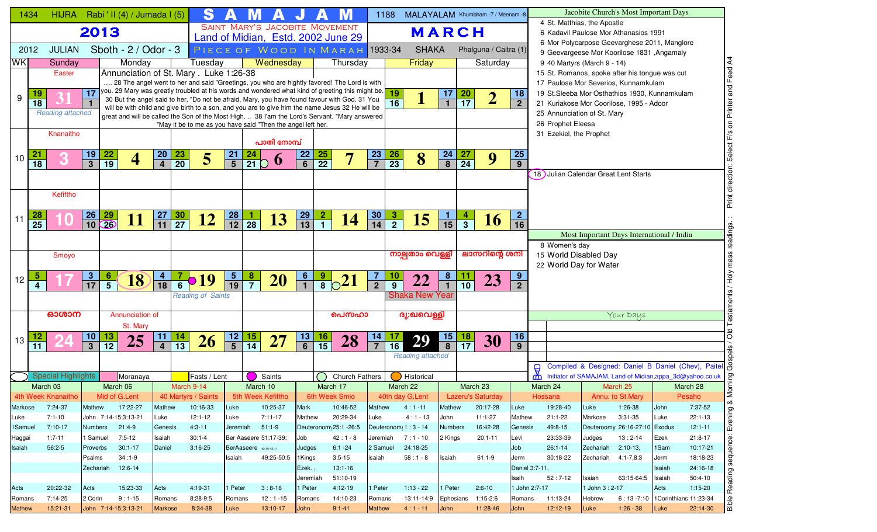# SAMAJAM

**1434 HIJRA** Rabi ' II (4) / Jumada I (5)

**2013**

**2012 JULIAN** Sboth - 2 / Odor - 3

SAINT MARY'S JACOBITE MOVEMENT
Land of Midian, Estd. 2002 June 29

PIECE OF WOOD IN MARAH

**1188 MALAYALAM** Khumbham -7 / Meenam -8

**MARCH**

**1933-34 SHAKA** Phalguna / Caitra (1)

| WK | Sunday | Monday | Tuesday | Wednesday | Thursday | Friday | Saturday |
|---|---|---|---|---|---|---|---|
| 9 | Easter<br>**31** (19, 17 / 18, 1)<br>Reading attached | Annunciation of St. Mary . Luke 1:26-38 | | | | **1** (19, 17 / 16, 1) | **2** (20, 18 / 17, 2) |
| 10 | Knanaitho<br>**3** (21, 19 / 18, 3) | **4** (22, 20 / 19, 4) | **5** (23, 21 / 20, 5) | പാതി നോമ്പ്<br>**6** (24, 22 / 21, 6) | **7** (25, 23 / 22, 7) | **8** (26, 24 / 23, 8) | **9** (27, 25 / 24, 9) |
| 11 | Kefiftho<br>**10** (28, 26 / 25, 10) | **11** (29, 27 / 26, 11) | **12** (30, 28 / 27, 12) | **13** (1, 29 / 28, 13) | **14** (2, 30 / 1, 14) | **15** (3, 1 / 2, 15) | **16** (4, 2 / 3, 16) |
| 12 | Smoyo<br>**17** (5, 3 / 4, 17) | **18** (6, 4 / 5, 18) | **19** (7, 5 / 6, 19)<br>Reading of Saints | **20** (8, 6 / 7, 1) | **21** (9, 7 / 8, 2) | നാല്പതാം വെള്ളി<br>**22** (10, 8 / 9, 1)<br>Shaka New Year | ലാസറിന്റെ ശനി<br>**23** (11, 9 / 10, 2) |
| 13 | ഓശാന<br>**24** (12, 10 / 11, 3) | Annunciation of St. Mary<br>**25** (13, 11 / 12, 4) | **26** (14, 12 / 13, 5) | **27** (15, 13 / 14, 6) | പെസഹാ<br>**28** (16, 14 / 15, 7) | ദു:ഖവെള്ളി<br>**29** (17, 15 / 16, 8)<br>Reading attached | **30** (18, 16 / 17, 9) |

.... 28 The angel went to her and said "Greetings, you who are hightly favored! The Lord is with you. 29 Mary was greatly troubled at his words and wondered what kind of greeting this might be. 30 But the angel said to her, "Do not be afraid, Mary, you have found favour with God. 31 You will be with child and give birth to a son, and you are to give him the name Jesus 32 He will be great and will be called the Son of the Most High. .. 38 I'am the Lord's Servant. "Mary answered "May it be to me as you have said "Then the angel left her.

Legend: Special Highlights | Moranaya | Fasts / Lent | Saints | Church Fathers | Historical

## Jacobite Church's Most Important Days

- 4 St. Matthias, the Apostle
- 6 Kadavil Paulose Mor Athanasios 1991
- 6 Mor Polycarpose Geevarghese 2011, Manglore
- 9 Geevargeese Mor Koorilose 1831 ,Angamaly
- 9 40 Martyrs (March 9 - 14)
- 15 St. Romanos, spoke after his tongue was cut
- 17 Paulose Mor Severios, Kunnamkulam
- 19 St.Sleeba Mor Osthathios 1930, Kunnamkulam
- 21 Kuriakose Mor Coorilose, 1995 - Adoor
- 25 Annunciation of St. Mary
- 26 Prophet Eleesa
- 31 Ezekiel, the Prophet

18 Julian Calendar Great Lent Starts

## Most Important Days International / India

- 8 Women's day
- 15 World Disabled Day
- 22 World Day for Water

## Your Days

Compiled & Designed: Daniel B Daniel (Chev), Paitel
Initiator of SAMAJAM, Land of Midian,appa_3d@yahoo.co.uk

| March 03 | | March 06 | | March 9-14 | | March 10 | | March 17 | | March 22 | | March 23 | | March 24 | | March 25 | | March 28 | |
|---|---|---|---|---|---|---|---|---|---|---|---|---|---|---|---|---|---|---|---|
| 4th Week Knanaitho | | Mid of G.Lent | | 40 Martyrs / Saints | | 5th Week Kefiftho | | 6th Week Smio | | 40th day G.Lent | | Lazeru's Saturday | | Hossana | | Annu. to St.Mary | | Pesaho | |
| Markose | 7:24-37 | Mathew | 17:22-27 | Mathew | 10:16-33 | Luke | 10:25-37 | Mark | 10:46-52 | Mathew | 4 : 1 -11 | Mathew | 20:17-28 | Luke | 19:28-40 | Luke | 1:26-38 | John | 7:37-52 |
| Luke | 7:1-10 | John 7:14-15;3:13-21 | | Luke | 12:1-12 | Luke | 7:11-17 | Mathew | 20:29-34 | Luke | 4 : 1 - 13 | John | 11:1-27 | Mathew | 21:1-22 | Markose | 3:31-35 | Luke | 22:1-13 |
| 1Samuel | 7:10-17 | Numbers | 21:4-9 | Genesis | 4:3-11 | Jeremiah | 51:1-9 | Deuteronomy | 25:1 -26:5 | Deuteronomy | 1 : 3 - 14 | Numbers | 16:42-28 | Genesis | 49:8-15 | Deuteroomy | 26:16-27:10 | Exodus | 12:1-11 |
| Haggai | 1:7-11 | 1 Samuel | 7:5-12 | Isaiah | 30:1-4 | Ber Aaseere 51:17-39; | | Job | 42 : 1 - 8 | Jeremiah | 7 : 1 - 10 | 2 Kings | 20:1-11 | Levi | 23:33-39 | Judges | 13 : 2-14 | Ezek | 21:8-17 |
| Isaiah | 56:2-5 | Proverbs | 30:1-17 | Daniel | 3:16-25 | BerAaseere | 42:16-43:11 | Judges | 6:1 -24 | 2 Samuel | 24:18-25 | | | Job | 26:1-14 | Zechariah | 2:10-13, | 1Sam | 10:17-21 |
| | | Psalms | 34 :1-9 | | | Isaiah | 49:25-50:5 | 1Kings | 3:5-15 | isaiah | 58 : 1 - 8 | Isaiah | 61:1-9 | Jerm | 30:18-22 | Zechariah | 4:1-7,8:3 | Jerm | 18:18-23 |
| | | Zechariah | 12:6-14 | | | | | Ezek. , | 13:1-16 | | | | | Daniel 3:7-11, | | | | Isaiah | 24:16-18 |
| | | | | | | | | Jeremiah | 51:10-19 | | | | | Isaih | 52 : 7-12 | Isaiah | 63:15-64:5 | Isaiah | 50:4-10 |
| Acts | 20:22-32 | Acts | 15:23-33 | Acts | 4:19-31 | 1 Peter | 3 : 8-16 | 1 Peter | 4:12-19 | 1 Peter | 1:13 - 22 | 1 Peter | 2:6-10 | 1 John 2:7-17 | | 1 John 3 : 2-17 | | Acts | 1:15-20 |
| Romans | 7:14-25 | 2 Corin | 9 : 1-15 | Romans | 8:28-9:5 | Romans | 12 : 1 -15 | Romans | 14:10-23 | Romans | 13:11-14:9 | Ephesians | 1:15-2:6 | Romans | 11:13-24 | Hebrew | 6 : 13 -7:10 | 1Corinthians 11:23-34 | |
| Mathew | 15:21-31 | John 7:14-15;3:13-21 | | Markose | 8:34-38 | Luke | 13:10-17 | John | 9:1-41 | Mathew | 4 : 1 - 11 | John | 11:28-46 | John | 12:12-19 | Luke | 1:26 - 38 | Luke | 22:14-30 |

Bible Reading sequence: Evening & Morning Gospels / Old Testaments / Holy mass readings: : Print direction: Select F/s on Printer and Feed A4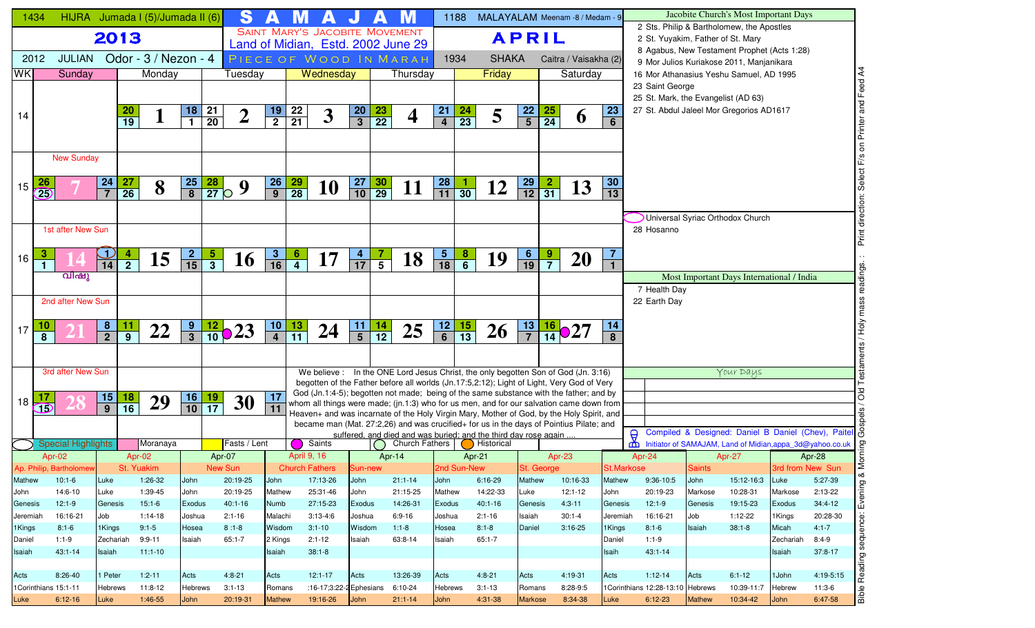# SAMAJAM

**Saint Mary's Jacobite Movement**
Land of Midian, Estd. 2002 June 29
Piece of Wood in Marah

| 1434 | HIJRA Jumada I (5)/Jumada II (6) | 1188 | MALAYALAM Meenam -8 / Medam - 9 |
|---|---|---|---|
| 2013 | | | APRIL |
| 2012 | JULIAN Odor - 3 / Nezon - 4 | 1934 | SHAKA Caitra / Vaisakha (2) |

| WK | Sunday | Monday | Tuesday | Wednesday | Thursday | Friday | Saturday |
|---|---|---|---|---|---|---|---|
| 14 | | 1 (20, 19, 18, 1) | 2 (21, 20, 19, 2) | 3 (22, 21, 20, 3) | 4 (23, 22, 21, 4) | 5 (24, 23, 22, 5) | 6 (25, 24, 23, 6) |
| 15 | New Sunday 7 (26, 25, 24, 7) | 8 (27, 26, 25, 8) | 9 (28, 27, 26, 9) | 10 (29, 28, 27, 10) | 11 (30, 29, 28, 11) | 12 (1, 30, 29, 12) | 13 (2, 31, 30, 13) |
| 16 | 1st after New Sun 14 (3, 1, 1, 14) വിഷു | 15 (4, 2, 2, 15) | 16 (5, 3, 3, 16) | 17 (6, 4, 4, 17) | 18 (7, 5, 5, 18) | 19 (8, 6, 6, 19) | 20 (9, 7, 7, 1) |
| 17 | 2nd after New Sun 21 (10, 8, 8, 2) | 22 (11, 9, 9, 3) | 23 (12, 10, 10, 4) | 24 (13, 11, 11, 5) | 25 (14, 12, 12, 6) | 26 (15, 13, 13, 7) | 27 (16, 14, 14, 8) |
| 18 | 3rd after New Sun 28 (17, 15, 15, 9) | 29 (18, 16, 16, 10) | 30 (19, 17, 17, 11) | | | | |

We believe : In the ONE Lord Jesus Christ, the only begotten Son of God (Jn. 3:16) begotten of the Father before all worlds (Jn.17:5,2:12); Light of Light, Very God of Very God (Jn.1:4-5); begotten not made; being of the same substance with the father; and by whom all things were made; (jn.1:3) who for us men, and for our salvation came down from Heaven+ and was incarnate of the Holy Virgin Mary, Mother of God, by the Holy Spirit, and became man (Mat. 27:2,26) and was crucified+ for us in the days of Pointius Pilate; and suffered, and died and was buried; and the third day rose again ....

Legend: Special Highlights | Moranaya | Fasts / Lent | Saints | Church Fathers | Historical

## Jacobite Church's Most Important Days

- 2 Sts. Philip & Bartholomew, the Apostles
- 2 St. Yuyakim, Father of St. Mary
- 8 Agabus, New Testament Prophet (Acts 1:28)
- 9 Mor Julios Kuriakose 2011, Manjanikara
- 16 Mor Athanasius Yeshu Samuel, AD 1995
- 23 Saint George
- 25 St. Mark, the Evangelist (AD 63)
- 27 St. Abdul Jaleel Mor Gregorios AD1617

## Universal Syriac Orthodox Church

- 28 Hosanno

## Most Important Days International / India

- 7 Health Day
- 22 Earth Day

## Your Days

Compiled & Designed: Daniel B Daniel (Chev), Paitel
Initiator of SAMAJAM, Land of Midian,appa_3d@yahoo.co.uk

## Bible Reading sequence: Evening & Morning Gospels / Old Testaments / Holy mass readings

| Apr-02 | | Apr-02 | | Apr-07 | | April 9, 16 | | Apr-14 | | Apr-21 | | Apr-23 | | Apr-24 | | Apr-27 | | Apr-28 | |
|---|---|---|---|---|---|---|---|---|---|---|---|---|---|---|---|---|---|---|---|
| Ap. Philip, Bartholomew | | St. Yuakim | | New Sun | | Church Fathers | | Sun-new | | 2nd Sun-New | | St. George | | St.Markose | | Saints | | 3rd from New Sun | |
| Mathew | 10:1-6 | Luke | 1:26-32 | John | 20:19-25 | John | 17:13-26 | John | 21:1-14 | John | 6:16-29 | Mathew | 10:16-33 | Mathew | 9:36-10:5 | John | 15:12-16:3 | Luke | 5:27-39 |
| John | 14:6-10 | Luke | 1:39-45 | John | 20:19-25 | Mathew | 25:31-46 | John | 21:15-25 | Mathew | 25:31-46 | Luke | 12:1-12 | John | 20:19-23 | Markose | 10:28-31 | Markose | 2:13-22 |
| Genesis | 12:1-9 | Genesis | 15:1-6 | Exodus | 40:1-16 | Numb | 27:15-23 | Exodus | 14:26-31 | Exodus | 40:1-16 | Genesis | 4:3-11 | Genesis | 12:1-9 | Genesis | 19:15-23 | Exodus | 34:4-12 |
| Jeremiah | 16:16-21 | Job | 1:14-18 | Joshua | 2:1-16 | Malachi | 3:13-4:6 | Joshua | 6:9-16 | Joshua | 2:1-16 | Isaiah | 30:1-4 | Jeremiah | 16:16-21 | Job | 1:12-22 | 1Kings | 20:28-30 |
| 1Kings | 8:1-6 | 1Kings | 9:1-5 | Hosea | 8 :1-8 | Wisdom | 3:1-10 | Wisdom | 1:1-8 | Hosea | 8:1-8 | Daniel | 3:16-25 | 1Kings | 8:1-6 | Isaiah | 38:1-8 | Micah | 4:1-7 |
| Daniel | 1:1-9 | Zechariah | 9:9-11 | Isaiah | 65:1-7 | 2 Kings | 2:1-12 | Isaiah | 63:8-14 | Isaiah | 65:1-7 | | | Daniel | 1:1-9 | | | Zechariah | 8:4-9 |
| Isaiah | 43:1-14 | Isaiah | 11:1-10 | | | Isaiah | 38:1-8 | | | | | | | Isaih | 43:1-14 | | | Isaiah | 37:8-17 |
| | | | | | | | | | | | | | | | | | | | |
| Acts | 8:26-40 | 1 Peter | 1:2-11 | Acts | 4:8-21 | Acts | 12:1-17 | Acts | 13:26-39 | Acts | 4:8-21 | Acts | 4:19-31 | Acts | 1:12-14 | Acts | 6:1-12 | 1John | 4:19-5:15 |
| 1Corinthians 15:1-11 | | Hebrews | 11:8-12 | Hebrews | 3:1-13 | Romans | :16-17;3:22-2 | Ephesians | 6:10-24 | Hebrews | 3:1-13 | Romans | 8:28-9:5 | 1Corinthians 12:28-13:10 | | Hebrews | 10:39-11:7 | Hebrew | 11:3-6 |
| Luke | 6:12-16 | Luke | 1:46-55 | John | 20:19-31 | Mathew | 19:16-26 | John | 21:1-14 | John | 4:31-38 | Markose | 8:34-38 | Luke | 6:12-23 | Mathew | 10:34-42 | John | 6:47-58 |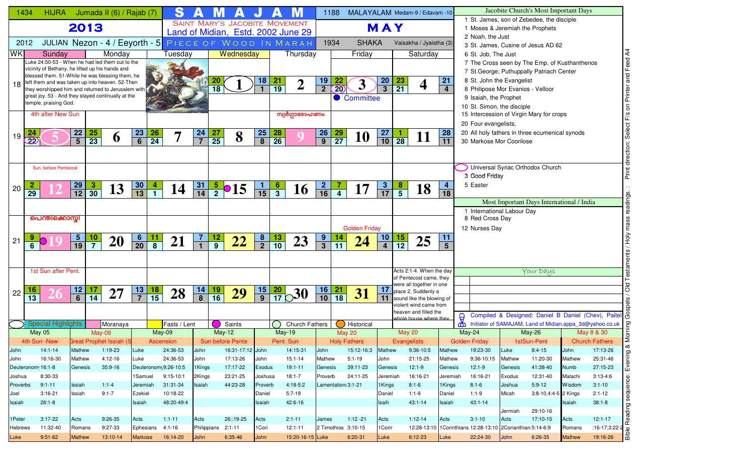1434 HIJRA Jumada II (6) / Rajab (7)

# SAMAJAM

SAINT MARY'S JACOBITE MOVEMENT
Land of Midian, Estd. 2002 June 29
PIECE OF WOOD IN MARAH

1188 MALAYALAM Medam-9 / Edavam -10

## 2013 MAY

2012 JULIAN Nezon - 4 / Eeyorth - 5

1934 SHAKA Vaisakha / Jyaistha (3)

| WK | Sunday | Monday | Tuesday | Wednesday | Thursday | Friday | Saturday |
|---|---|---|---|---|---|---|---|
| 18 | Luke 24:50-53 - When he had led them out to the vicinity of Bethany, he lifted up his hands and blessed them. 51-While he was blessing them, he left them and was taken up into heaven. 52-Then they worshipped him and returned to Jerusalem with great joy. 53 - And they stayed continually at the temple, praising God. | | | 20 / 18 **1** 18 / 1 | 21 / 19 **2** 19 / 2 | 22 / 20 **3** 20 / 3 Committee | 23 / 21 **4** 21 / 4 |
| 19 | 4th after New Sun<br>24 / 22 **5** 22 / 5 | 25 / 23 **6** 23 / 6 | 26 / 24 **7** 24 / 7 | 27 / 25 **8** 25 / 8 | സ്വർഗ്ഗാരോഹണം<br>28 / 26 **9** 26 / 9 | 29 / 27 **10** 27 / 10 | 1 / 28 **11** 28 / 11 |
| 20 | Sun. before Pentecost<br>2 / 29 **12** 29 / 12 | 3 / 30 **13** 30 / 13 | 4 / 1 **14** 31 / 14 | 5 / 2 **15** 1 / 15 | 6 / 3 **16** 2 / 16 | 7 / 4 **17** 3 / 17 | 8 / 5 **18** 4 / 18 |
| 21 | പെന്തിക്കൊസ്തി<br>9 / 6 **19** 5 / 19 | 10 / 7 **20** 6 / 20 | 11 / 8 **21** 7 / 1 | 12 / 9 **22** 8 / 2 | 13 / 10 **23** 9 / 3 | Golden Friday<br>14 / 11 **24** 10 / 4 | 15 / 12 **25** 11 / 5 |
| 22 | 1st Sun after Pent.<br>16 / 13 **26** 12 / 6 | 17 / 14 **27** 13 / 7 | 18 / 15 **28** 14 / 8 | 19 / 16 **29** 15 / 9 | 20 / 17 **30** 16 / 10 | 21 / 18 **31** 17 / 11 | Acts 2:1-4. When the day of Pentecost came, they were all together in one place 2, Suddenly a sound like the blowing of violent wind came from heaven and filled the whole house where they |

Legend: Special Highlights | Moranaya | Fasts / Lent | Saints | Church Fathers | Historical

### Jacobite Church's Most Important Days

- 1 St. James, son of Zebedee, the disciple
- 1 Moses & Jeremiah the Prophets
- 2 Noah, the Just
- 3 St. James, Cusine of Jesus AD 62
- 6 St. Job, The Just
- 7 The Cross seen by The Emp. of Kusthanthenos
- 7 St.George; Puthuppally Patriach Center
- 8 St. John the Evangelist
- 8 Philipose Mor Evanios - Velloor
- 9 Isaiah, the Prophet
- 10 St. Simon, the disciple
- 15 Intercession of Virgin Mary for crops
- 20 Four evangelists,
- 20 All holy fathers in three ecumenical synods
- 30 Markose Mor Coorilose

### Universal Syriac Orthodox Church

- 3 Good Friday
- 5 Easter

### Most Important Days International / India

- 1 International Labour Day
- 8 Red Cross Day
- 12 Nurses Day

### Your Days

Compiled & Designed: Daniel B Daniel (Chev), Paitel
Initiator of SAMAJAM, Land of Midian, appa_3d@yahoo.co.uk

| May 05 | | May-09 | | May-09 | | May-12 | | May-19 | | May 20 | | May 20 | | May-24 | | May-26 | | May 8 & 30 | |
|---|---|---|---|---|---|---|---|---|---|---|---|---|---|---|---|---|---|---|---|
| 4th Sun -New | | Great Prophet Issiah (S | | Ascension | | Sun before Pente | | Pent. Sun | | Holy Fathers | | Evangelists | | Golden Friday | | 1stSun-Pent | | Church Fathers | |
| John | 14:1-14 | Mathew | 1:19-23 | Luke | 24:36-53 | John | 16:31-17:12 | John | 14:15-31 | John | 15:12-16:3 | Mathew | 9:36-10:5 | Mathew | 19:23-30 | Luke | 8:4-15 | John | 17:13-26 |
| John | 16:16-30 | Mathew | 4:12-16 | Luke | 24:36-53 | John | 17:13-26 | John | 15:1-14 | Mathew | 5:1-19 | John | 21:15-25 | Mathew | 9:36-10:15 | Mathew | 11:20-30 | Mathew | 25:31-46 |
| Deuteronomy | 16:1-8 | Genesis | 35:9-16 | Deuteronomy | 9:26-10:5 | 1Kings | 17:17-22 | Exodus | 19:1-11 | Genesis | 39:11-23 | Genesis | 12:1-9 | Genesis | 12:1-9 | Genesis | 41:38-40 | Numb | 27:15-23 |
| Joshua | 8:30-33 | | | 1Samuel | 9:15-10:1 | 2Kings | 23:21-25 | Joshusa | 18:1-7 | Proverb | 24:11-25 | Jeremiah | 16:16-21 | Jeremiah | 16:16-21 | Exodus | 12:31-40 | Malachi | 3:13-4:6 |
| Proverbs | 9:1-11 | Issiah | 1:1-4 | Jeremiah | 31:31-34 | Isaiah | 44:23-28 | Proverb | 4:18-5:2 | Lamentations | 3:1-21 | 1Kings | 8:1-6 | 1Kings | 8:1-6 | Joshua | 5:9-12 | Wisdom | 3:1-10 |
| Joel | 3:16-21 | Issiah | 9:1-7 | Ezekiel | 10:18-22 | | | Daniel | 5:7-19 | | | Daniel | 1:1-9 | Daniel | 1:1-9 | Micah | 3:8-10,4:4-5 | 2 Kings | 2:1-12 |
| Isaiah | 26:1-8 | | | Isaiah | 48:20-49:4 | | | Isaiah | 42:6-16 | | | Isaih | 43:1-14 | Isaiah | 43:1-14 | | | Isaiah | 38:1-8 |
| | | | | | | | | | | | | | | | | Jermiah | 29:10-16 | | |
| 1Peter | 3:17-22 | Acts | 9:26-35 | Acts | 1:1-11 | Acts | 26::19-25 | Acts | 2:1-11 | James | 1:12 -21 | Acts | 1:12-14 | Acts | 3:1-10 | Acts | 17:10-15 | Acts | 12:1-17 |
| Hebrews | 11:32-40 | Romans | 9:27-33 | Ephesians | 4:1-16 | Philippians | 2:1-11 | 1Cori | 12:1-11 | 2 Timothios | 3:10-15 | 1Corir | 12:28-13:10 | 1Corinthians | 12:28-13:10 | 2Corianthian | 5:14-6:9 | Romans | :16-17;3:22-2 |
| Luke | 9:51-62 | Mathew | 13:10-14 | Markose | 16:14-20 | John | 6:35-46 | John | 15:20-16:15 | Luke | 6:20-31 | Luke | 6:12-23 | Luke | 22:24-30 | John | 6:26-35 | Mathew | 19:16-26 |

Bible Reading sequence: Evening & Morning Gospels / Old Testaments / Holy mass readings. : Print direction: Select F/s on Printer and Feed A4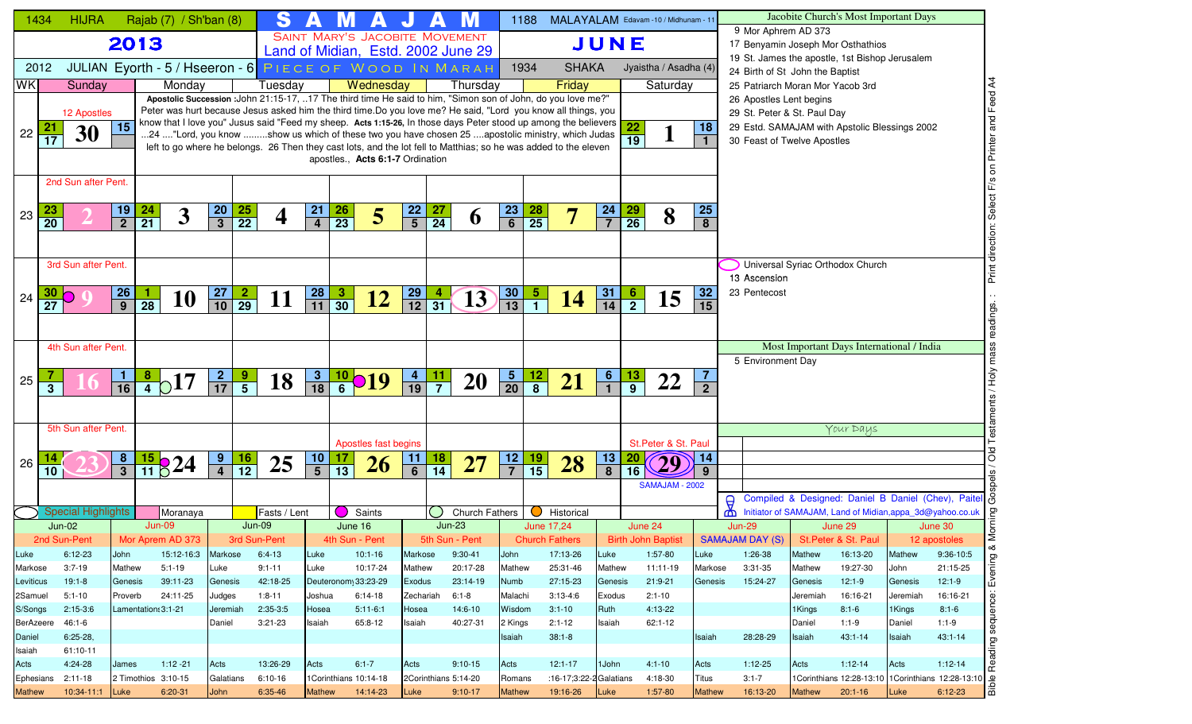| 1434 | HIJRA | Rajab (7) / Sh'ban (8) | SAMAJAM | 1188 | MALAYALAM Edavam -10 / Midhunam - 11 |
|---|---|---|---|---|---|
| 2013 | | | SAINT MARY'S JACOBITE MOVEMENT Land of Midian, Estd. 2002 June 29 | JUNE | |
| 2012 | JULIAN Eyorth - 5 / Hseeron - 6 | | PIECE OF WOOD IN MARAH | 1934 SHAKA | Jyaistha / Asadha (4) |

| WK | Sunday | Monday | Tuesday | Wednesday | Thursday | Friday | Saturday |
|---|---|---|---|---|---|---|---|
| 22 | 12 Apostles — 21 / 17 — **30** — 15 | Apostolic Succession :John 21:15-17, ..17 The third time He said to him, "Simon son of John, do you love me?" Peter was hurt because Jesus asked him the third time.Do you love me?" He said, "Lord you know all things, you know that I love you" Jusus said "Feed my sheep. Acts 1:15-26, In those days Peter stood up among the believers ...24 ...."Lord, you know .........show us which of these two you have chosen 25 ....apostolic ministry, which Judas left to go where he belongs. 26 Then they cast lots, and the lot fell to Matthias; so he was added to the eleven apostles., Acts 6:1-7 Ordination | | | | | 22 / 19 — **1** — 18 / 1 |
| 23 | 2nd Sun after Pent. — 23 / 20 — **2** — 19 / 2 | 24 / 21 — **3** — 20 / 3 | 25 / 22 — **4** — 21 / 4 | 26 / 23 — **5** — 22 / 5 | 27 / 24 — **6** — 23 / 6 | 28 / 25 — **7** — 24 / 7 | 29 / 26 — **8** — 25 / 8 |
| 24 | 3rd Sun after Pent. — 30 / 27 — **9** — 26 / 9 | 1 / 28 — **10** — 27 / 10 | 2 / 29 — **11** — 28 / 11 | 3 / 30 — **12** — 29 / 12 | 4 / 31 — **13** — 30 / 13 | 5 / 1 — **14** — 31 / 14 | 6 / 2 — **15** — 32 / 15 |
| 25 | 4th Sun after Pent. — 7 / 3 — **16** — 1 / 16 | 8 / 4 — **17** — 2 / 17 | 9 / 5 — **18** — 3 / 18 | 10 / 6 — **19** — 4 / 19 | 11 / 7 — **20** — 5 / 20 | 12 / 8 — **21** — 6 / 1 | 13 / 9 — **22** — 7 / 2 |
| 26 | 5th Sun after Pent. — 14 / 10 — **23** — 8 / 3 | 15 / 11 — **24** — 9 / 4 | 16 / 12 — **25** — 10 / 5 | Apostles fast begins — 17 / 13 — **26** — 11 / 6 | 18 / 14 — **27** — 12 / 7 | 19 / 15 — **28** — 13 / 8 | St.Peter & St. Paul — 20 / 16 — **29** — 14 / 9 — SAMAJAM - 2002 |

Special Highlights | Moranaya | Fasts / Lent | Saints | Church Fathers | Historical

**Jacobite Church's Most Important Days**

- 9 Mor Aphrem AD 373
- 17 Benyamin Joseph Mor Osthathios
- 19 St. James the apostle, 1st Bishop Jerusalem
- 24 Birth of St John the Baptist
- 25 Patriarch Moran Mor Yacob 3rd
- 26 Apostles Lent begins
- 29 St. Peter & St. Paul Day
- 29 Estd. SAMAJAM with Apostolic Blessings 2002
- 30 Feast of Twelve Apostles

**Universal Syriac Orthodox Church**

- 13 Ascension
- 23 Pentecost

**Most Important Days International / India**

- 5 Environment Day

**Your Days**

Compiled & Designed: Daniel B Daniel (Chev), Paitel
Initiator of SAMAJAM, Land of Midian,appa_3d@yahoo.co.uk

| Jun-02 | | Jun-09 | | Jun-09 | | June 16 | | Jun-23 | | June 17,24 | | June 24 | | Jun-29 | | June 29 | | June 30 | |
|---|---|---|---|---|---|---|---|---|---|---|---|---|---|---|---|---|---|---|---|
| 2nd Sun-Pent | | Mor Aprem AD 373 | | 3rd Sun-Pent | | 4th Sun - Pent | | 5th Sun - Pent | | Church Fathers | | Birth John Baptist | | SAMAJAM DAY (S) | | St.Peter & St. Paul | | 12 apostoles | |
| Luke | 6:12-23 | John | 15:12-16:3 | Markose | 6:4-13 | Luke | 10:1-16 | Markose | 9:30-41 | John | 17:13-26 | Luke | 1:57-80 | Luke | 1:26-38 | Mathew | 16:13-20 | Mathew | 9:36-10:5 |
| Markose | 3:7-19 | Mathew | 5:1-19 | Luke | 9:1-11 | Luke | 10:17-24 | Mathew | 20:17-28 | Mathew | 25:31-46 | Mathew | 11:11-19 | Markose | 3:31-35 | Mathew | 19:27-30 | John | 21:15-25 |
| Leviticus | 19:1-8 | Genesis | 39:11-23 | Genesis | 42:18-25 | Deuteronomy | 33:23-29 | Exodus | 23:14-19 | Numb | 27:15-23 | Genesis | 21:9-21 | Genesis | 15:24-27 | Genesis | 12:1-9 | Genesis | 12:1-9 |
| 2Samuel | 5:1-10 | Proverb | 24:11-25 | Judges | 1:8-11 | Joshua | 6:14-18 | Zechariah | 6:1-8 | Malachi | 3:13-4:6 | Exodus | 2:1-10 | | | Jeremiah | 16:16-21 | Jeremiah | 16:16-21 |
| S/Songs | 2:15-3:6 | Lamentation | 3:1-21 | Jeremiah | 2:35-3:5 | Hosea | 5:11-6:1 | Hosea | 14:6-10 | Wisdom | 3:1-10 | Ruth | 4:13-22 | | | 1Kings | 8:1-6 | 1Kings | 8:1-6 |
| BerAzeere | 46:1-6 | | | Daniel | 3:21-23 | Isaiah | 65:8-12 | Isaiah | 40:27-31 | 2 Kings | 2:1-12 | Isaiah | 62:1-12 | | | Daniel | 1:1-9 | Daniel | 1:1-9 |
| Daniel | 6:25-28, | | | | | | | | | Isaiah | 38:1-8 | | | Isaiah | 28:28-29 | Isaiah | 43:1-14 | Isaiah | 43:1-14 |
| Isaiah | 61:10-11 | | | | | | | | | | | | | | | | | | |
| Acts | 4:24-28 | James | 1:12 -21 | Acts | 13:26-29 | Acts | 6:1-7 | Acts | 9:10-15 | Acts | 12:1-17 | 1John | 4:1-10 | Acts | 1:12-25 | Acts | 1:12-14 | Acts | 1:12-14 |
| Ephesians | 2:11-18 | 2 Timothios | 3:10-15 | Galatians | 6:10-16 | 1Corinthians | 10:14-18 | 2Corinthians | 5:14-20 | Romans | :16-17;3:22-2 | Galatians | 4:18-30 | Titus | 3:1-7 | 1Corinthians | 12:28-13:10 | 1Corinthians | 12:28-13:10 |
| Mathew | 10:34-11:1 | Luke | 6:20-31 | John | 6:35-46 | Mathew | 14:14-23 | Luke | 9:10-17 | Mathew | 19:16-26 | Luke | 1:57-80 | Mathew | 16:13-20 | Mathew | 20:1-16 | Luke | 6:12-23 |

Bible Reading sequence: Evening & Morning Gospels / Old Testaments / Holy mass readings. : Print direction: Select F/s on Printer and Feed A4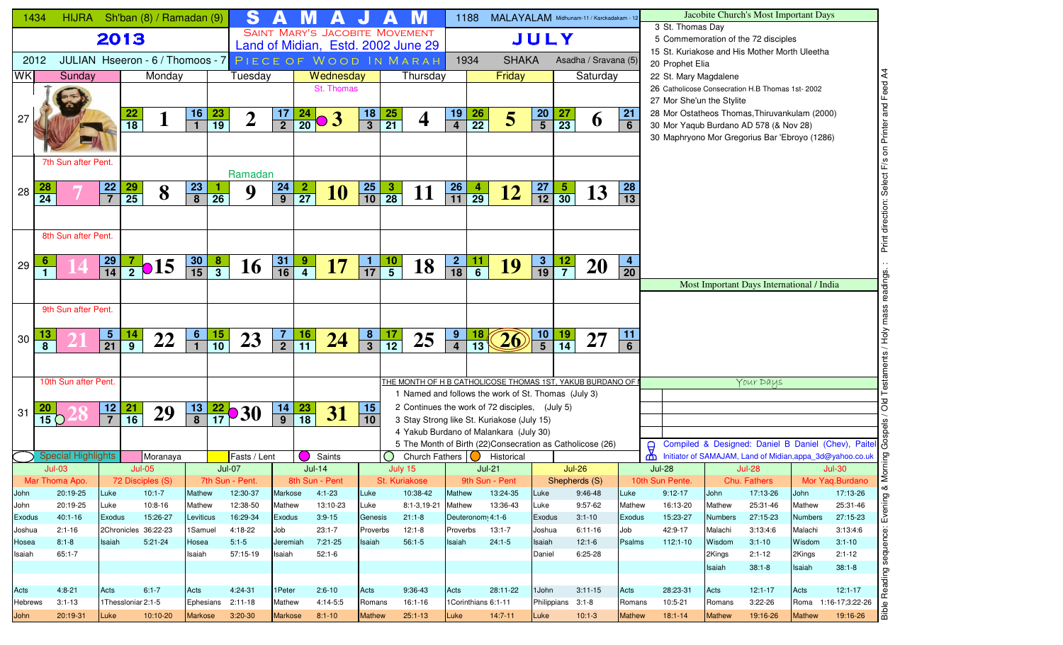| 1434 | HIJRA | Sh'ban (8) / Ramadan (9) | SAMAJAM | 1188 | MALAYALAM Midhunam-11 / Karckadakam - 12 |
|---|---|---|---|---|---|
| **2013** | | | SAINT MARY'S JACOBITE MOVEMENT Land of Midian, Estd. 2002 June 29 | **JULY** | |
| 2012 | JULIAN Hseeron - 6 / Thomoos - 7 | | PIECE OF WOOD IN MARAH | 1934 SHAKA | Asadha / Sravana (5) |

| WK | Sunday | Monday | Tuesday | Wednesday | Thursday | Friday | Saturday |
|---|---|---|---|---|---|---|---|
| 27 | | 22 / 18 — **1** | 16 / 1 · 23 / 19 — **2** | 17 / 2 · 24 / 20 — **3** St. Thomas | 18 / 3 · 25 / 21 — **4** | 19 / 4 · 26 / 22 — **5** | 20 / 5 · 27 / 23 — **6** · 21 / 6 |
| 28 | 7th Sun after Pent. 28 / 24 — **7** | 22 / 7 · 29 / 25 — **8** | 23 / 8 · 1 / 26 — **9** Ramadan | 24 / 9 · 2 / 27 — **10** | 25 / 10 · 3 / 28 — **11** | 26 / 11 · 4 / 29 — **12** | 27 / 12 · 5 / 30 — **13** · 28 / 13 |
| 29 | 8th Sun after Pent. 6 / 1 — **14** | 29 / 14 · 7 / 2 — **15** | 30 / 15 · 8 / 3 — **16** | 31 / 16 · 9 / 4 — **17** | 1 / 17 · 10 / 5 — **18** | 2 / 18 · 11 / 6 — **19** | 3 / 19 · 12 / 7 — **20** · 4 / 20 |
| 30 | 9th Sun after Pent. 13 / 8 — **21** | 5 / 21 · 14 / 9 — **22** | 6 / 1 · 15 / 10 — **23** | 7 / 2 · 16 / 11 — **24** | 8 / 3 · 17 / 12 — **25** | 9 / 4 · 18 / 13 — **26** | 10 / 5 · 19 / 14 — **27** · 11 / 6 |
| 31 | 10th Sun after Pent. 20 / 15 — **28** | 12 / 7 · 21 / 16 — **29** | 13 / 8 · 22 / 17 — **30** | 14 / 9 · 23 / 18 — **31** | 15 / 10 | | |

Special Highlights | Moranaya | Fasts / Lent | Saints | Church Fathers | Historical

**THE MONTH OF H B CATHOLICOSE THOMAS 1ST, YAKUB BURDANO OF M**
1. Named and follows the work of St. Thomas (July 3)
2. Continues the work of 72 disciples, (July 5)
3. Stay Strong like St. Kuriakose (July 15)
4. Yakub Burdano of Malankara (July 30)
5. The Month of Birth (22)Consecration as Catholicose (26)

### Jacobite Church's Most Important Days

- 3 St. Thomas Day
- 5 Commemoration of the 72 disciples
- 15 St. Kuriakose and His Mother Morth Uleetha
- 20 Prophet Elia
- 22 St. Mary Magdalene
- 26 Catholicose Consecration H.B Thomas 1st- 2002
- 27 Mor She'un the Stylite
- 28 Mor Ostatheos Thomas,Thiruvankulam (2000)
- 30 Mor Yaqub Burdano AD 578 (& Nov 28)
- 30 Maphryono Mor Gregorius Bar 'Ebroyo (1286)

### Most Important Days International / India

### Your Days

Compiled & Designed: Daniel B Daniel (Chev), Paitel
Initiator of SAMAJAM, Land of Midian,appa_3d@yahoo.co.uk

| Jul-03 | | Jul-05 | | Jul-07 | | Jul-14 | | July 15 | | Jul-21 | | Jul-26 | | Jul-28 | | Jul-28 | | Jul-30 | |
|---|---|---|---|---|---|---|---|---|---|---|---|---|---|---|---|---|---|---|---|
| Mar Thoma Apo. | | 72 Disciples (S) | | 7th Sun - Pent. | | 8th Sun - Pent | | St. Kuriakose | | 9th Sun - Pent | | Shepherds (S) | | 10th Sun Pente. | | Chu. Fathers | | Mor Yaq.Burdano | |
| John | 20:19-25 | Luke | 10:1-7 | Mathew | 12:30-37 | Markose | 4:1-23 | Luke | 10:38-42 | Mathew | 13:24-35 | Luke | 9:46-48 | Luke | 9:12-17 | John | 17:13-26 | John | 17:13-26 |
| John | 20:19-25 | Luke | 10:8-16 | Mathew | 12:38-50 | Mathew | 13:10-23 | Luke | 8:1-3,19-21 | Mathew | 13:36-43 | Luke | 9:57-62 | Mathew | 16:13-20 | Mathew | 25:31-46 | Mathew | 25:31-46 |
| Exodus | 40:1-16 | Exodus | 15:26-27 | Leviticus | 16:29-34 | Exodus | 3:9-15 | Genesis | 21:1-8 | Deuteronomy | 4:1-6 | Exodus | 3:1-10 | Exodus | 15:23-27 | Numbers | 27:15-23 | Numbers | 27:15-23 |
| Joshua | 2:1-16 | 2Chronicles | 36:22-23 | 1Samuel | 4:18-22 | Job | 23:1-7 | Proverbs | 12:1-8 | Proverbs | 13:1-7 | Joshua | 6:11-16 | Job | 42:9-17 | Malachi | 3:13:4:6 | Malachi | 3:13:4:6 |
| Hosea | 8:1-8 | Isaiah | 5:21-24 | Hosea | 5:1-5 | Jeremiah | 7:21-25 | Isaiah | 56:1-5 | Isaiah | 24:1-5 | Isaiah | 12:1-6 | Psalms | 112:1-10 | Wisdom | 3:1-10 | Wisdom | 3:1-10 |
| Isaiah | 65:1-7 | | | Isaiah | 57:15-19 | Isaiah | 52:1-6 | | | | | Daniel | 6:25-28 | | | 2Kings | 2:1-12 | 2Kings | 2:1-12 |
| | | | | | | | | | | | | | | | | Isaiah | 38:1-8 | Isaiah | 38:1-8 |
| Acts | 4:8-21 | Acts | 6:1-7 | Acts | 4:24-31 | 1Peter | 2:6-10 | Acts | 9:36-43 | Acts | 28:11-22 | 1John | 3:11-15 | Acts | 28:23-31 | Acts | 12:1-17 | Acts | 12:1-17 |
| Hebrews | 3:1-13 | 1Thessloniar | 2:1-5 | Ephesians | 2:11-18 | Mathew | 4:14-5:5 | Romans | 16:1-16 | 1Corinthians | 6:1-11 | Philippians | 3:1-8 | Romans | 10:5-21 | Romans | 3:22-26 | Roma | 1:16-17;3:22-26 |
| John | 20:19-31 | Luke | 10:10-20 | Markose | 3:20-30 | Markose | 8:1-10 | Mathew | 25:1-13 | Luke | 14:7-11 | Luke | 10:1-3 | Mathew | 18:1-14 | Mathew | 19:16-26 | Mathew | 19:16-26 |

Bible Reading sequence: Evening & Morning Gospels / Old Testaments / Holy mass readings. : Print direction: Select F/s on Printer and Feed A4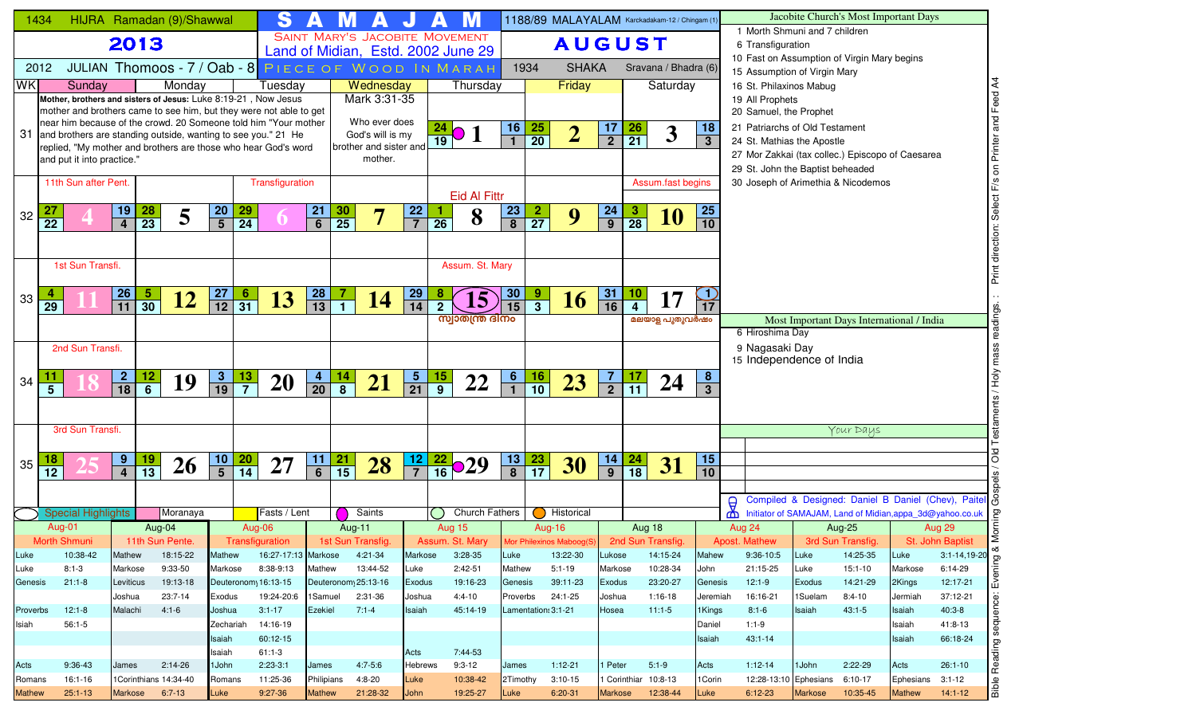| 1434 HIJRA Ramadan (9)/Shawwal | SAMAJAM | 1188/89 MALAYALAM Karckadakam-12 / Chingam (1) |
|---|---|---|
| **2013** | SAINT MARY'S JACOBITE MOVEMENT Land of Midian, Estd. 2002 June 29 | **AUGUST** |
| 2012 JULIAN Thomoos - 7 / Oab - 8 | PIECE OF WOOD IN MARAH | 1934 SHAKA Sravana / Bhadra (6) |

| WK | Sunday | Monday | Tuesday | Wednesday | Thursday | Friday | Saturday |
|---|---|---|---|---|---|---|---|
| 31 | **Mother, brothers and sisters of Jesus:** Luke 8:19-21 , Now Jesus mother and brothers came to see him, but they were not able to get near him because of the crowd. 20 Someone told him "Your mother and brothers are standing outside, wanting to see you." 21 He replied, "My mother and brothers are those who hear God's word and put it into practice." | | | Mark 3:31-35 Who ever does God's will is my brother and sister and mother. | 24 / 19 — **1** | 16 / 1 — 25 / 20 — **2** | 17 / 2 — 26 / 21 — **3** — 18 / 3 |
| 32 | 11th Sun after Pent. 27 / 22 — **4** | 19 / 4 — 28 / 23 — **5** | 20 / 5 — Transfiguration 29 / 24 — **6** | 21 / 6 — 30 / 25 — **7** | 22 / 7 — Eid Al Fittr 1 / 26 — **8** | 23 / 8 — 2 / 27 — **9** | 24 / 9 — Assum.fast begins 3 / 28 — **10** — 25 / 10 |
| 33 | 1st Sun Transfi. 4 / 29 — **11** | 26 / 11 — 5 / 30 — **12** | 27 / 12 — 6 / 31 — **13** | 28 / 13 — 7 / 1 — **14** | 29 / 14 — Assum. St. Mary 8 / 2 — **15** സ്വാതന്ത്ര ദിനം | 30 / 15 — 9 / 3 — **16** | 31 / 16 — 10 / 4 — **17** — 1 / 17 മലയാള പുതുവർഷം |
| 34 | 2nd Sun Transfi. 11 / 5 — **18** | 2 / 18 — 12 / 6 — **19** | 3 / 19 — 13 / 7 — **20** | 4 / 20 — 14 / 8 — **21** | 5 / 21 — 15 / 9 — **22** | 6 / 1 — 16 / 10 — **23** | 7 / 2 — 17 / 11 — **24** — 8 / 3 |
| 35 | 3rd Sun Transfi. 18 / 12 — **25** | 9 / 4 — 19 / 13 — **26** | 10 / 5 — 20 / 14 — **27** | 11 / 6 — 21 / 15 — **28** | 12 / 7 — 22 / 16 — **29** | 13 / 8 — 23 / 17 — **30** | 14 / 9 — 24 / 18 — **31** — 15 / 10 |

Legend: Special Highlights | Moranaya | Fasts / Lent | Saints | Church Fathers | Historical

## Jacobite Church's Most Important Days

- 1 Morth Shmuni and 7 children
- 6 Transfiguration
- 10 Fast on Assumption of Virgin Mary begins
- 15 Assumption of Virgin Mary
- 16 St. Philaxinos Mabug
- 19 All Prophets
- 20 Samuel, the Prophet
- 21 Patriarchs of Old Testament
- 24 St. Mathias the Apostle
- 27 Mor Zakkai (tax collec.) Episcopo of Caesarea
- 29 St. John the Baptist beheaded
- 30 Joseph of Arimethia & Nicodemos

## Most Important Days International / India

- 6 Hiroshima Day
- 9 Nagasaki Day
- 15 Independence of India

Your Days

Compiled & Designed: Daniel B Daniel (Chev), Paitel
Initiator of SAMAJAM, Land of Midian,appa_3d@yahoo.co.uk

Print direction: Select F/s on Printer and Feed A4 : : Bible Reading sequence: Evening & Morning Gospels / Old Testaments / Holy mass readings.

| Aug-01 Morth Shmuni | Aug-04 11th Sun Pente. | Aug-06 Transfiguration | Aug-11 1st Sun Transfig. | Aug 15 Assum. St. Mary | Aug-16 Mor Philexinos Maboog(S) | Aug 18 2nd Sun Transfig. | Aug 24 Apost. Mathew | Aug-25 3rd Sun Transfig. | Aug 29 St. John Baptist |
|---|---|---|---|---|---|---|---|---|---|
| Luke 10:38-42 | Mathew 18:15-22 | Mathew 16:27-17:13 | Markose 4:21-34 | Markose 3:28-35 | Luke 13:22-30 | Lukose 14:15-24 | Mahew 9:36-10:5 | Luke 14:25-35 | Luke 3:1-14,19-20 |
| Luke 8:1-3 | Markose 9:33-50 | Markose 8:38-9:13 | Mathew 13:44-52 | Luke 2:42-51 | Mathew 5:1-19 | Markose 10:28-34 | John 21:15-25 | Luke 15:1-10 | Markose 6:14-29 |
| Genesis 21:1-8 | Leviticus 19:13-18 | Deuteronomy 16:13-15 | Deuteronomy 25:13-16 | Exodus 19:16-23 | Genesis 39:11-23 | Exodus 23:20-27 | Genesis 12:1-9 | Exodus 14:21-29 | 2Kings 12:17-21 |
| | Joshua 23:7-14 | Exodus 19:24-20:6 | 1Samuel 2:31-36 | Joshua 4:4-10 | Proverbs 24:1-25 | Joshua 1:16-18 | Jeremiah 16:16-21 | 1Suelam 8:4-10 | Jermiah 37:12-21 |
| Proverbs 12:1-8 | Malachi 4:1-6 | Joshua 3:1-17 | Ezekiel 7:1-4 | Isaiah 45:14-19 | Lamentations 3:1-21 | Hosea 11:1-5 | 1Kings 8:1-6 | Isaiah 43:1-5 | Isaiah 40:3-8 |
| Isiah 56:1-5 | | Zechariah 14:16-19 | | | | | Daniel 1:1-9 | | Isaiah 41:8-13 |
| | | Isaiah 60:12-15 | | | | | Isaiah 43:1-14 | | Isaiah 66:18-24 |
| | | Isaiah 61:1-3 | | Acts 7:44-53 | | | | | |
| Acts 9:36-43 | James 2:14-26 | 1John 2:23-3:1 | James 4:7-5:6 | Hebrews 9:3-12 | James 1:12-21 | 1 Peter 5:1-9 | Acts 1:12-14 | 1John 2:22-29 | Acts 26:1-10 |
| Romans 16:1-16 | 1Corinthians 14:34-40 | Romans 11:25-36 | Philipians 4:8-20 | Luke 10:38-42 | 2Timothy 3:10-15 | 1 Corinthian 10:8-13 | 1Corin 12:28-13:10 | Ephesians 6:10-17 | Ephesians 3:1-12 |
| Mathew 25:1-13 | Markose 6:7-13 | Luke 9:27-36 | Mathew 21:28-32 | John 19:25-27 | Luke 6:20-31 | Markose 12:38-44 | Luke 6:12-23 | Markose 10:35-45 | Mathew 14:1-12 |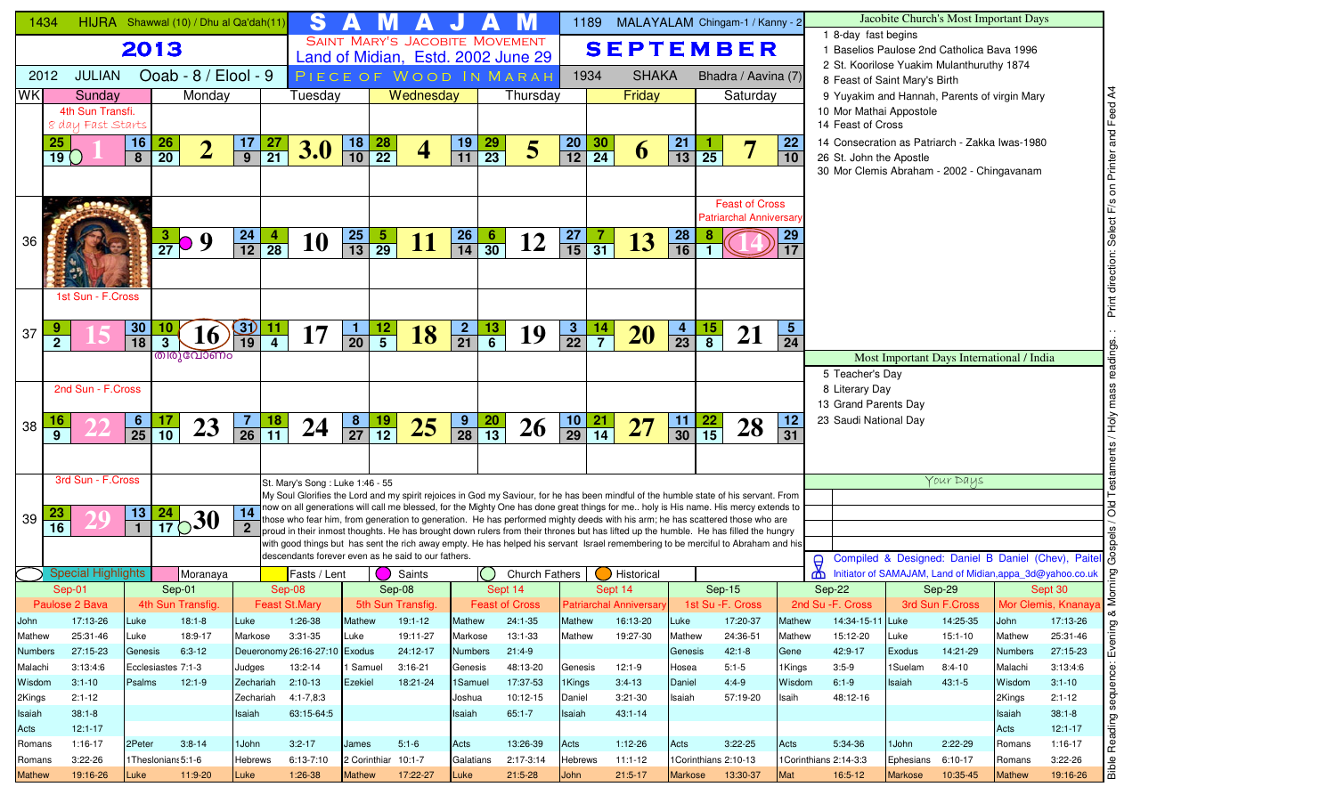| 1434 HIJRA Shawwal (10) / Dhu al Qa'dah(11) | SAMAJAM | 1189 MALAYALAM Chingam-1 / Kanny - 2 |
|---|---|---|
| 2013 | SAINT MARY'S JACOBITE MOVEMENT Land of Midian, Estd. 2002 June 29 | SEPTEMBER |
| 2012 JULIAN Ooab - 8 / Elool - 9 | PIECE OF WOOD IN MARAH | 1934 SHAKA Bhadra / Aavina (7) |

| WK | Sunday | Monday | Tuesday | Wednesday | Thursday | Friday | Saturday |
|---|---|---|---|---|---|---|---|
| 35 | 4th Sun Transfi. 8 day Fast Starts<br>**1** (25 / 19 / 16 / 8) | **2** (26 / 20 / 17 / 9) | **3** (27 / 21 / 18 / 10) | **4** (28 / 22 / 19 / 11) | **5** (29 / 23 / 20 / 12) | **6** (30 / 24 / 21 / 13) | **7** (1 / 25 / 22 / 10) |
| 36 | **8** | **9** (3 / 27 / 24 / 12) | **10** (4 / 28 / 25 / 13) | **11** (5 / 29 / 26 / 14) | **12** (6 / 30 / 27 / 15) | **13** (7 / 31 / 28 / 16) | Feast of Cross<br>Patriarchal Anniversary<br>**14** (8 / 1 / 29 / 17) |
| 37 | 1st Sun - F.Cross<br>**15** (9 / 2 / 30 / 18) | **16** (10 / 3 / 31 / 19)<br>തിരുവോണം | **17** (11 / 4 / 1 / 20) | **18** (12 / 5 / 2 / 21) | **19** (13 / 6 / 3 / 22) | **20** (14 / 7 / 4 / 23) | **21** (15 / 8 / 5 / 24) |
| 38 | 2nd Sun - F.Cross<br>**22** (16 / 9 / 6 / 25) | **23** (17 / 10 / 7 / 26) | **24** (18 / 11 / 8 / 27) | **25** (19 / 12 / 9 / 28) | **26** (20 / 13 / 10 / 29) | **27** (21 / 14 / 11 / 30) | **28** (22 / 15 / 12 / 31) |
| 39 | 3rd Sun - F.Cross<br>**29** (23 / 16 / 13 / 1) | **30** (24 / 17 / 14 / 2) | | | | | |

St. Mary's Song : Luke 1:46 - 55
My Soul Glorifies the Lord and my spirit rejoices in God my Saviour, for he has been mindful of the humble state of his servant. From now on all generations will call me blessed, for the Mighty One has done great things for me.. holy is His name. His mercy extends to those who fear him, from generation to generation. He has performed mighty deeds with his arm; he has scattered those who are proud in their inmost thoughts. He has brought down rulers from their thrones but has lifted up the humble. He has filled the hungry with good things but has sent the rich away empty. He has helped his servant Israel remembering to be merciful to Abraham and his descendants forever even as he said to our fathers.

Legend: Special Highlights | Moranaya | Fasts / Lent | Saints | Church Fathers | Historical

### Jacobite Church's Most Important Days

- 1 8-day fast begins
- 1 Baselios Paulose 2nd Catholica Bava 1996
- 2 St. Koorilose Yuakim Mulanthuruthy 1874
- 8 Feast of Saint Mary's Birth
- 9 Yuyakim and Hannah, Parents of virgin Mary
- 10 Mor Mathai Appostole
- 14 Feast of Cross
- 14 Consecration as Patriarch - Zakka Iwas-1980
- 26 St. John the Apostle
- 30 Mor Clemis Abraham - 2002 - Chingavanam

### Most Important Days International / India

- 5 Teacher's Day
- 8 Literary Day
- 13 Grand Parents Day
- 23 Saudi National Day

### Your Days

Compiled & Designed: Daniel B Daniel (Chev), Paitel
Initiator of SAMAJAM, Land of Midian,appa_3d@yahoo.co.uk

Print direction: Select F/s on Printer and Feed A4

Bible Reading sequence: Evening & Morning Gospels / Old Testaments / Holy mass readings. :

| Sep-01 | | Sep-01 | | Sep-08 | | Sep-08 | | Sept 14 | | Sept 14 | | Sep-15 | | Sep-22 | | Sep-29 | | Sept 30 | |
|---|---|---|---|---|---|---|---|---|---|---|---|---|---|---|---|---|---|---|---|
| Paulose 2 Bava | | 4th Sun Transfig. | | Feast St.Mary | | 5th Sun Transfig. | | Feast of Cross | | Patriarchal Anniversary | | 1st Su -F. Cross | | 2nd Su -F. Cross | | 3rd Sun F.Cross | | Mor Clemis, Knanaya | |
| John | 17:13-26 | Luke | 18:1-8 | Luke | 1:26-38 | Mathew | 19:1-12 | Mathew | 24:1-35 | Mathew | 16:13-20 | Luke | 17:20-37 | Mathew | 14:34-15-11 | Luke | 14:25-35 | John | 17:13-26 |
| Mathew | 25:31-46 | Luke | 18:9-17 | Markose | 3:31-35 | Luke | 19:11-27 | Markose | 13:1-33 | Mathew | 19:27-30 | Mathew | 24:36-51 | Mathew | 15:12-20 | Luke | 15:1-10 | Mathew | 25:31-46 |
| Numbers | 27:15-23 | Genesis | 6:3-12 | Deueronomy | 26:16-27:10 | Exodus | 24:12-17 | Numbers | 21:4-9 | | | Genesis | 42:1-8 | Gene | 42:9-17 | Exodus | 14:21-29 | Numbers | 27:15-23 |
| Malachi | 3:13:4:6 | Ecclesiastes | 7:1-3 | Judges | 13:2-14 | 1 Samuel | 3:16-21 | Genesis | 48:13-20 | Genesis | 12:1-9 | Hosea | 5:1-5 | 1Kings | 3:5-9 | 1Suelam | 8:4-10 | Malachi | 3:13:4:6 |
| Wisdom | 3:1-10 | Psalms | 12:1-9 | Zechariah | 2:10-13 | Ezekiel | 18:21-24 | 1Samuel | 17:37-53 | 1Kings | 3:4-13 | Daniel | 4:4-9 | Wisdom | 6:1-9 | Isaiah | 43:1-5 | Wisdom | 3:1-10 |
| 2Kings | 2:1-12 | | | Zechariah | 4:1-7,8:3 | | | Joshua | 10:12-15 | Daniel | 3:21-30 | Isaiah | 57:19-20 | Isaih | 48:12-16 | | | 2Kings | 2:1-12 |
| Isaiah | 38:1-8 | | | Isaiah | 63:15-64:5 | | | Isaiah | 65:1-7 | Isaiah | 43:1-14 | | | | | | | Isaiah | 38:1-8 |
| Acts | 12:1-17 | | | | | | | | | | | | | | | | | Acts | 12:1-17 |
| Romans | 1:16-17 | 2Peter | 3:8-14 | 1John | 3:2-17 | James | 5:1-6 | Acts | 13:26-39 | Acts | 1:12-26 | Acts | 3:22-25 | Acts | 5:34-36 | 1John | 2:22-29 | Romans | 1:16-17 |
| Romans | 3:22-26 | 1Theslonians | 5:1-6 | Hebrews | 6:13-7:10 | 2 Corinthiar | 10:1-7 | Galatians | 2:17-3:14 | Hebrews | 11:1-12 | 1Corinthians | 2:10-13 | 1Corinthians | 2:14-3:3 | Ephesians | 6:10-17 | Romans | 3:22-26 |
| Mathew | 19:16-26 | Luke | 11:9-20 | Luke | 1:26-38 | Mathew | 17:22-27 | Luke | 21:5-28 | John | 21:5-17 | Markose | 13:30-37 | Mat | 16:5-12 | Markose | 10:35-45 | Mathew | 19:16-26 |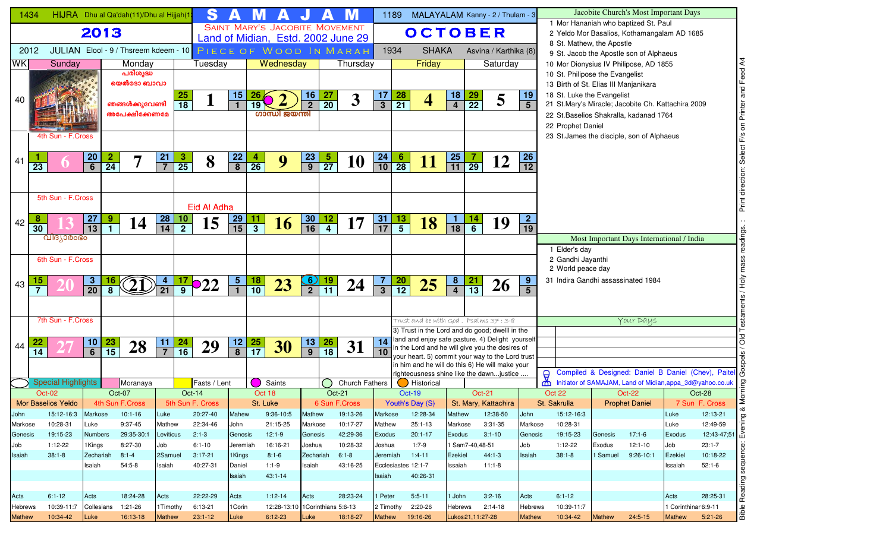# SAMAJAM

**1434 HIJRA** Dhu al Qa'dah(11)/Dhu al Hijjah(12)

**2013**

**2012 JULIAN** Elool - 9 / Thsreem kdeem - 10

SAINT MARY'S JACOBITE MOVEMENT
Land of Midian, Estd. 2002 June 29
PIECE OF WOOD IN MARAH

**1189 MALAYALAM** Kanny - 2 / Thulam - 3

## OCTOBER

**1934 SHAKA** Asvina / Karthika (8)

| WK | Sunday | Monday | Tuesday | Wednesday | Thursday | Friday | Saturday |
|---|---|---|---|---|---|---|---|
| 40 | | പരിശുദ്ധ യെൽദോ ബാവാ ഞങ്ങൾക്കുവേണ്ടി അപേക്ഷിക്കേണമേ | 25 / 18 — **1** | 15 / 1 — 26 / 19 — **2** ഗാന്ധി ജയന്തി | 16 / 2 — 27 / 20 — **3** | 17 / 3 — 28 / 21 — **4** | 18 / 4 — 29 / 22 — **5** — 19 / 5 |
| 41 | 4th Sun - F.Cross — 1 / 23 — **6** | 20 / 6 — 2 / 24 — **7** | 21 / 7 — 3 / 25 — **8** | 22 / 8 — 4 / 26 — **9** | 23 / 9 — 5 / 27 — **10** | 24 / 10 — 6 / 28 — **11** | 25 / 11 — 7 / 29 — **12** — 26 / 12 |
| 42 | 5th Sun - F.Cross — 8 / 30 — **13** വിദ്യാരംഭം | 27 / 13 — 9 / 1 — **14** | 28 / 14 — 10 / 2 — Eid Al Adha **15** | 29 / 15 — 11 / 3 — **16** | 30 / 16 — 12 / 4 — **17** | 31 / 17 — 13 / 5 — **18** | 1 / 18 — 14 / 6 — **19** — 2 / 19 |
| 43 | 6th Sun - F.Cross — 15 / 7 — **20** | 3 / 20 — 16 / 8 — **21** | 4 / 21 — 17 / 9 — **22** | 5 / 1 — 18 / 10 — **23** | 6 / 2 — 19 / 11 — **24** | 7 / 3 — 20 / 12 — **25** | 8 / 4 — 21 / 13 — **26** — 9 / 5 |
| 44 | 7th Sun - F.Cross — 22 / 14 — **27** | 10 / 6 — 23 / 15 — **28** | 11 / 7 — 24 / 16 — **29** | 12 / 8 — 25 / 17 — **30** | 13 / 9 — 26 / 18 — **31** | 14 / 10 | |

Trust and be with God . Psalms 37 : 3-8

3) Trust in the Lord and do good; dwelll in the land and enjoy safe pasture. 4) Delight yourself in the Lord and he will give you the desires of your heart. 5) commit your way to the Lord trust in him and he will do this 6) He will make your righteousness shine like the dawn...justice ....

Legend: Special Highlights | Moranaya | Fasts / Lent | Saints | Church Fathers | Historical

### Jacobite Church's Most Important Days

- 1 Mor Hananiah who baptized St. Paul
- 2 Yeldo Mor Basalios, Kothamangalam AD 1685
- 8 St. Mathew, the Apostle
- 9 St. Jacob the Apostle son of Alphaeus
- 10 Mor Dionysius IV Philipose, AD 1855
- 10 St. Philipose the Evangelist
- 13 Birth of St. Elias III Manjanikara
- 18 St. Luke the Evangelist
- 21 St.Mary's Miracle; Jacobite Ch. Kattachira 2009
- 22 St.Baselios Shakralla, kadanad 1764
- 22 Prophet Daniel
- 23 St.James the disciple, son of Alphaeus

### Most Important Days International / India

- 1 Elder's day
- 2 Gandhi Jayanthi
- 2 World peace day
- 31 Indira Gandhi assassinated 1984

### Your Days

Compiled & Designed: Daniel B Daniel (Chev), Paitel
Initiator of SAMAJAM, Land of Midian,appa_3d@yahoo.co.uk

| Oct-02 | | Oct-07 | | Oct-14 | | Oct 18 | | Oct-21 | | Oct-19 | | Oct-21 | | Oct 22 | | Oct-22 | | Oct-28 | |
|---|---|---|---|---|---|---|---|---|---|---|---|---|---|---|---|---|---|---|---|
| Mor Basalios Yeldo | | 4th Sun F.Cross | | 5th Sun F. Cross | | St. Luke | | 6 Sun F.Cross | | Youth's Day (S) | | St. Mary, Kattachira | | St. Sakrulla | | Prophet Daniel | | 7 Sun F. Cross | |
| John | 15:12-16:3 | Markose | 10:1-16 | Luke | 20:27-40 | Mahew | 9:36-10:5 | Mathew | 19:13-26 | Markose | 12:28-34 | Mathew | 12:38-50 | John | 15:12-16:3 | | | Luke | 12:13-21 |
| Markose | 10:28-31 | Luke | 9:37-45 | Mathew | 22:34-46 | John | 21:15-25 | Markose | 10:17-27 | Mathew | 25:1-13 | Markose | 3:31-35 | Markose | 10:28-31 | | | Luke | 12:49-59 |
| Genesis | 19:15-23 | Numbers | 29:35-30:1 | Leviticus | 2:1-3 | Genesis | 12:1-9 | Genesis | 42:29-36 | Exodus | 20:1-17 | Exodus | 3:1-10 | Genesis | 19:15-23 | Genesis | 17:1-6 | Exodus | 12:43-47;51 |
| Job | 1:12-22 | 1Kings | 8:27-30 | Job | 6:1-10 | Jeremiah | 16:16-21 | Joshua | 10:28-32 | Joshua | 1:7-9 | 1 Sam7-40,48-51 | | Job | 1:12-22 | Exodus | 12:1-10 | Job | 23:1-7 |
| Isaiah | 38:1-8 | Zechariah | 8:1-4 | 2Samuel | 3:17-21 | 1Kings | 8:1-6 | Zechariah | 6:1-8 | Jeremiah | 1:4-11 | Ezekiel | 44:1-3 | Isaiah | 38:1-8 | 1 Samuel | 9:26-10:1 | Ezekiel | 10:18-22 |
| | | Isaiah | 54:5-8 | Isaiah | 40:27-31 | Daniel | 1:1-9 | Isaiah | 43:16-25 | Ecclesiastes 12:1-7 | | Issaiah | 11:1-8 | | | | | Issaiah | 52:1-6 |
| | | | | | | Isaiah | 43:1-14 | | | Isaiah | 40:26-31 | | | | | | | | |
| Acts | 6:1-12 | Acts | 18:24-28 | Acts | 22:22-29 | Acts | 1:12-14 | Acts | 28:23-24 | 1 Peter | 5:5-11 | 1 John | 3:2-16 | Acts | 6:1-12 | | | Acts | 28:25-31 |
| Hebrews | 10:39-11:7 | Collesians | 1:21-26 | 1Timothy | 6:13-21 | 1Corin | 12:28-13:10 | 1Corinthians 5:6-13 | | 2 Timothy | 2:20-26 | Hebrews | 2:14-18 | Hebrews | 10:39-11:7 | | | 1 Corinthinar 6:9-11 | |
| Mathew | 10:34-42 | Luke | 16:13-18 | Mathew | 23:1-12 | Luke | 6:12-23 | Luke | 18:18-27 | Mathew | 19:16-26 | Lukos21,11:27-28 | | Mathew | 10:34-42 | Mathew | 24:5-15 | Mathew | 5:21-26 |

Bible Reading sequence: Evening & Morning Gospels / Old Testaments / Holy mass readings. : Print direction: Select F/s on Printer and Feed A4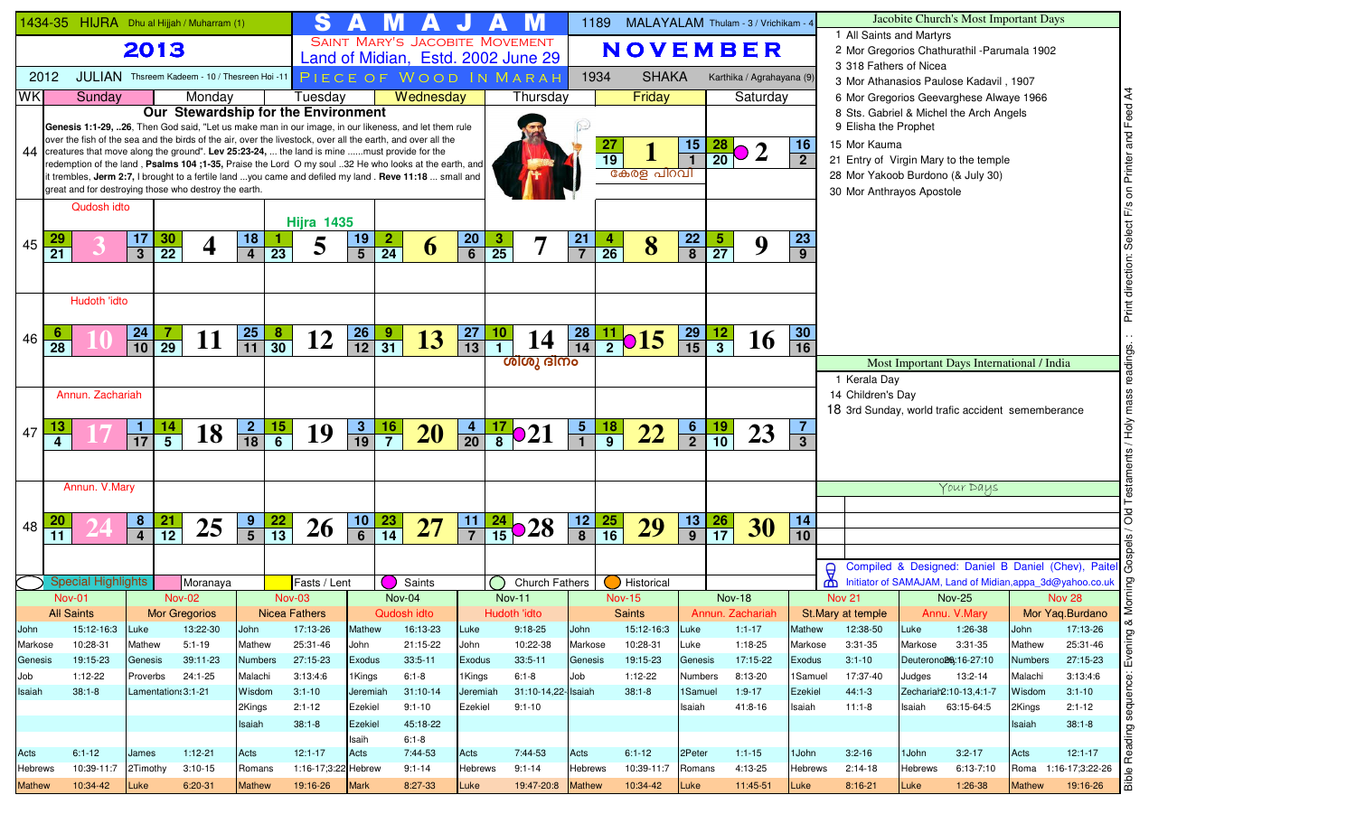# SAMAJAM

1434-35 HIJRA Dhu al Hijjah / Muharram (1)

**2013**

2012 JULIAN Thsreem Kadeem - 10 / Thesreen Hoi -11

SAINT MARY'S JACOBITE MOVEMENT
Land of Midian, Estd. 2002 June 29
PIECE OF WOOD IN MARAH

1189 MALAYALAM Thulam - 3 / Vrichikam - 4

**NOVEMBER**

1934 SHAKA Karthika / Agrahayana (9)

## Our Stewardship for the Environment

**Genesis 1:1-29, ..26**, Then God said, "Let us make man in our image, in our likeness, and let them rule over the fish of the sea and the birds of the air, over the livestock, over all the earth, and over all the creatures that move along the ground". **Lev 25:23-24**, ... the land is mine ......must provide for the redemption of the land , **Psalms 104 ;1-35**, Praise the Lord O my soul ..32 He who looks at the earth, and it trembles, **Jerm 2:7,** I brought to a fertile land ...you came and defiled my land . **Reve 11:18** ... small and great and for destroying those who destroy the earth.

| WK | Sunday | Monday | Tuesday | Wednesday | Thursday | Friday | Saturday |
|---|---|---|---|---|---|---|---|
| 44 | | | | | | **1** (27/19, 15/1) കേരള പിറവി | **2** (28/20, 16/2) |
| 45 | **3** Qudosh idto (29/21, 17/3) | **4** (30/22, 18/4) | **5** Hijra 1435 (1/23, 19/5) | **6** (2/24, 20/6) | **7** (3/25, 21/7) | **8** (4/26, 22/8) | **9** (5/27, 23/9) |
| 46 | **10** Hudoth 'idto (6/28, 24/10) | **11** (7/29, 25/11) | **12** (8/30, 26/12) | **13** (9/31, 27/13) | **14** (10/1, 28/14) ശിശു ദിനം | **15** (11/2, 29/15) | **16** (12/3, 30/16) |
| 47 | **17** Annun. Zachariah (13/4, 1/17) | **18** (14/5, 2/18) | **19** (15/6, 3/19) | **20** (16/7, 4/20) | **21** (17/8, 5/1) | **22** (18/9, 6/2) | **23** (19/10, 7/3) |
| 48 | **24** Annun. V.Mary (20/11, 8/4) | **25** (21/12, 9/5) | **26** (22/13, 10/6) | **27** (23/14, 11/7) | **28** (24/15, 12/8) | **29** (25/16, 13/9) | **30** (26/17, 14/10) |

Legend: Special Highlights | Moranaya | Fasts / Lent | Saints | Church Fathers | Historical

## Jacobite Church's Most Important Days

1 All Saints and Martyrs
2 Mor Gregorios Chathurathil -Parumala 1902
3 318 Fathers of Nicea
3 Mor Athanasios Paulose Kadavil , 1907
6 Mor Gregorios Geevarghese Alwaye 1966
8 Sts. Gabriel & Michel the Arch Angels
9 Elisha the Prophet
15 Mor Kauma
21 Entry of Virgin Mary to the temple
28 Mor Yakoob Burdono (& July 30)
30 Mor Anthrayos Apostole

## Most Important Days International / India

1 Kerala Day
14 Children's Day
18 3rd Sunday, world trafic accident sememberance

## Your Days

Compiled & Designed: Daniel B Daniel (Chev), Paitel
Initiator of SAMAJAM, Land of Midian,appa_3d@yahoo.co.uk

Print direction: Select F/s on Printer and Feed A4

## Bible Reading sequence: Evening & Morning Gospels / Old Testaments / Holy mass readings.

| Nov-01 | | Nov-02 | | Nov-03 | | Nov-04 | | Nov-11 | | Nov-15 | | Nov-18 | | Nov 21 | | Nov-25 | | Nov 28 | |
|---|---|---|---|---|---|---|---|---|---|---|---|---|---|---|---|---|---|---|---|
| All Saints | | Mor Gregorios | | Nicea Fathers | | Qudosh idto | | Hudoth 'idto | | Saints | | Annun. Zachariah | | St.Mary at temple | | Annu. V.Mary | | Mor Yaq.Burdano | |
| John | 15:12-16:3 | Luke | 13:22-30 | John | 17:13-26 | Mathew | 16:13-23 | Luke | 9:18-25 | John | 15:12-16:3 | Luke | 1:1-17 | Mathew | 12:38-50 | Luke | 1:26-38 | John | 17:13-26 |
| Markose | 10:28-31 | Mathew | 5:1-19 | Mathew | 25:31-46 | John | 21:15-22 | John | 10:22-38 | Markose | 10:28-31 | Luke | 1:18-25 | Markose | 3:31-35 | Markose | 3:31-35 | Mathew | 25:31-46 |
| Genesis | 19:15-23 | Genesis | 39:11-23 | Numbers | 27:15-23 | Exodus | 33:5-11 | Exodus | 33:5-11 | Genesis | 19:15-23 | Genesis | 17:15-22 | Exodus | 3:1-10 | Deuteronomy | 26:16-27:10 | Numbers | 27:15-23 |
| Job | 1:12-22 | Proverbs | 24:1-25 | Malachi | 3:13:4:6 | 1Kings | 6:1-8 | 1Kings | 6:1-8 | Job | 1:12-22 | Numbers | 8:13-20 | 1Samuel | 17:37-40 | Judges | 13:2-14 | Malachi | 3:13:4:6 |
| Isaiah | 38:1-8 | Lamentations | 3:1-21 | Wisdom | 3:1-10 | Jeremiah | 31:10-14 | Jeremiah | 31:10-14,22- | Isaiah | 38:1-8 | 1Samuel | 1:9-17 | Ezekiel | 44:1-3 | Zechariah | 2:10-13,4:1-7 | Wisdom | 3:1-10 |
| | | | | 2Kings | 2:1-12 | Ezekiel | 9:1-10 | Ezekiel | 9:1-10 | | | Isaiah | 41:8-16 | Isaiah | 11:1-8 | Isaiah | 63:15-64:5 | 2Kings | 2:1-12 |
| | | | | Isaiah | 38:1-8 | Ezekiel | 45:18-22 | | | | | | | | | | | Isaiah | 38:1-8 |
| | | | | | | Isaih | 6:1-8 | | | | | | | | | | | | |
| Acts | 6:1-12 | James | 1:12-21 | Acts | 12:1-17 | Acts | 7:44-53 | Acts | 7:44-53 | Acts | 6:1-12 | 2Peter | 1:1-15 | 1John | 3:2-16 | 1John | 3:2-17 | Acts | 12:1-17 |
| Hebrews | 10:39-11:7 | 2Timothy | 3:10-15 | Romans | 1:16-17;3:22 | Hebrew | 9:1-14 | Hebrews | 9:1-14 | Hebrews | 10:39-11:7 | Romans | 4:13-25 | Hebrews | 2:14-18 | Hebrews | 6:13-7:10 | Roma | 1:16-17;3:22-26 |
| Mathew | 10:34-42 | Luke | 6:20-31 | Mathew | 19:16-26 | Mark | 8:27-33 | Luke | 19:47-20:8 | Mathew | 10:34-42 | Luke | 11:45-51 | Luke | 8:16-21 | Luke | 1:26-38 | Mathew | 19:16-26 |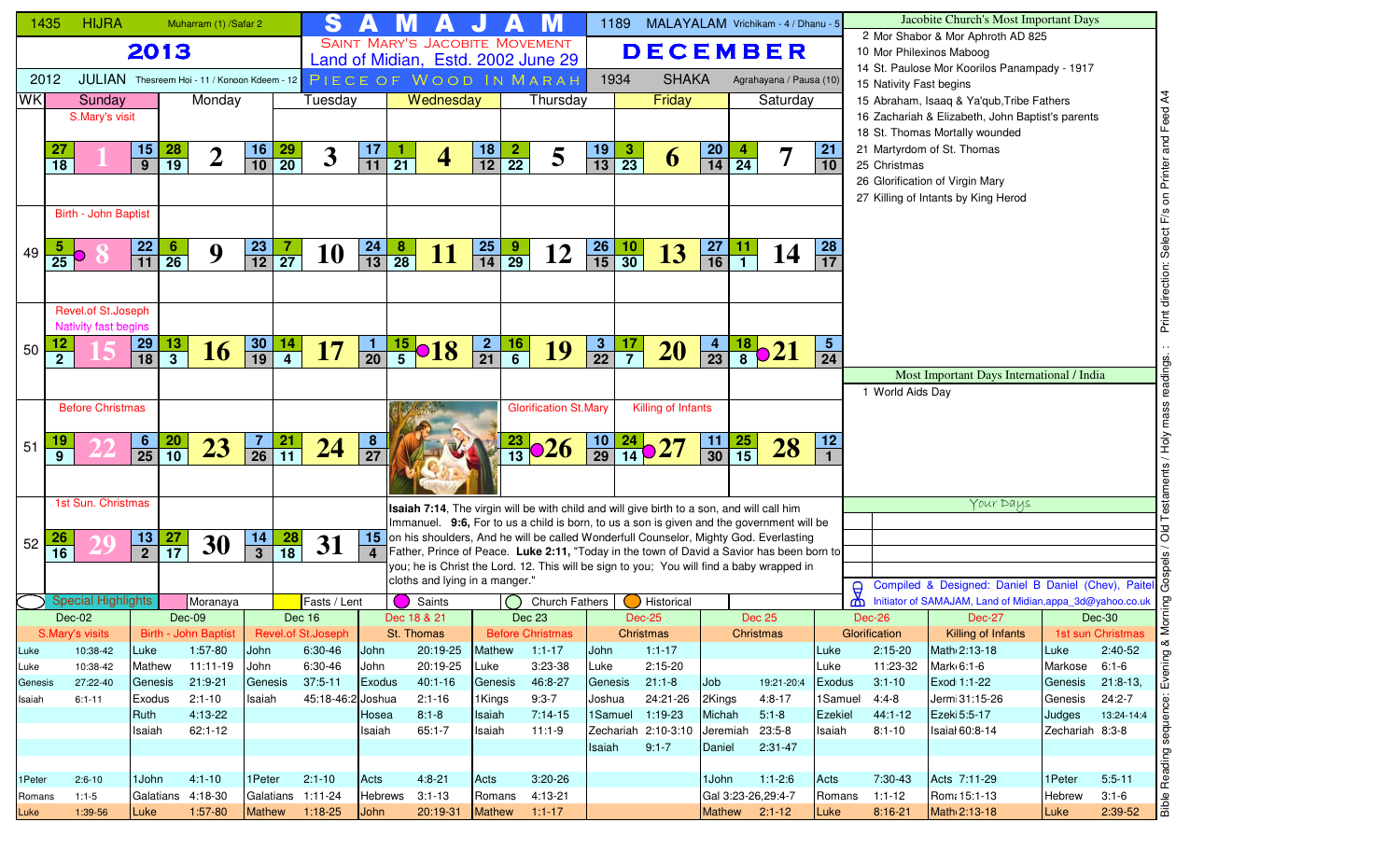| 1435 | HIJRA | Muharram (1) /Safar 2 | SAMAJAM | 1189 | MALAYALAM | Vrichikam - 4 / Dhanu - 5 |
|---|---|---|---|---|---|---|
| | 2013 | | SAINT MARY'S JACOBITE MOVEMENT Land of Midian, Estd. 2002 June 29 | | DECEMBER | |
| 2012 | JULIAN | Thesreem Hoi - 11 / Konoon Kdeem - 12 | PIECE OF WOOD IN MARAH | 1934 | SHAKA | Agrahayana / Pausa (10) |

| WK | Sunday | Monday | Tuesday | Wednesday | Thursday | Friday | Saturday |
|---|---|---|---|---|---|---|---|
| | S.Mary's visit | | | | | | |
| | 27 / 18 — **1** — 15 / 9 | 28 / 19 — **2** — 16 / 10 | 29 / 20 — **3** — 17 / 11 | 1 / 21 — **4** — 18 / 12 | 2 / 22 — **5** — 19 / 13 | 3 / 23 — **6** — 20 / 14 | 4 / 24 — **7** — 21 / 10 |
| | Birth - John Baptist | | | | | | |
| 49 | 5 / 25 — **8** — 22 / 11 | 6 / 26 — **9** — 23 / 12 | 7 / 27 — **10** — 24 / 13 | 8 / 28 — **11** — 25 / 14 | 9 / 29 — **12** — 26 / 15 | 10 / 30 — **13** — 27 / 16 | 11 / 1 — **14** — 28 / 17 |
| | Revel.of St.Joseph; Nativity fast begins | | | | | | |
| 50 | 12 / 2 — **15** — 29 / 18 | 13 / 3 — **16** — 30 / 19 | 14 / 4 — **17** — 1 / 20 | 15 / 5 — **18** — 2 / 21 | 16 / 6 — **19** — 3 / 22 | 17 / 7 — **20** — 4 / 23 | 18 / 8 — **21** — 5 / 24 |
| | Before Christmas | | | | Glorification St.Mary | Killing of Infants | |
| 51 | 19 / 9 — **22** — 6 / 25 | 20 / 10 — **23** — 7 / 26 | 21 / 11 — **24** — 8 / 27 | | 23 / 13 — **26** | 10 / 29 — 24 / 14 — **27** | 11 / 30 — 25 / 15 — **28** — 12 / 1 |
| | 1st Sun. Christmas | | | | | | |
| 52 | 26 / 16 — **29** — 13 / 2 | 27 / 17 — **30** — 14 / 3 | 28 / 18 — **31** — 15 / 4 | | | | |

**Isaiah 7:14**, The virgin will be with child and will give birth to a son, and will call him Immanuel. **9:6,** For to us a child is born, to us a son is given and the government will be on his shoulders, And he will be called Wonderfull Counselor, Mighty God. Everlasting Father, Prince of Peace. **Luke 2:11,** "Today in the town of David a Savior has been born to you; he is Christ the Lord. 12. This will be sign to you; You will find a baby wrapped in cloths and lying in a manger."

Special Highlights | Moranaya | Fasts / Lent | Saints | Church Fathers | Historical

### Jacobite Church's Most Important Days

- 2 Mor Shabor & Mor Aphroth AD 825
- 10 Mor Philexinos Maboog
- 14 St. Paulose Mor Koorilos Panampady - 1917
- 15 Nativity Fast begins
- 15 Abraham, Isaaq & Ya'qub,Tribe Fathers
- 16 Zachariah & Elizabeth, John Baptist's parents
- 18 St. Thomas Mortally wounded
- 21 Martyrdom of St. Thomas
- 25 Christmas
- 26 Glorification of Virgin Mary
- 27 Killing of Intants by King Herod

### Most Important Days International / India

- 1 World Aids Day

### Your Days

Compiled & Designed: Daniel B Daniel (Chev), Paitel
Initiator of SAMAJAM, Land of Midian,appa_3d@yahoo.co.uk

| Dec-02 | Dec-09 | Dec 16 | Dec 18 & 21 | Dec 23 | Dec-25 | Dec 25 | Dec-26 | Dec-27 | Dec-30 |
|---|---|---|---|---|---|---|---|---|---|
| S.Mary's visits | Birth - John Baptist | Revel.of St.Joseph | St. Thomas | Before Christmas | Christmas | Christmas | Glorification | Killing of Infants | 1st sun Christmas |
| Luke 10:38-42 | Luke 1:57-80 | John 6:30-46 | John 20:19-25 | Mathew 1:1-17 | John 1:1-17 | | Luke 2:15-20 | Math 2:13-18 | Luke 2:40-52 |
| Luke 10:38-42 | Mathew 11:11-19 | John 6:30-46 | John 20:19-25 | Luke 3:23-38 | Luke 2:15-20 | | Luke 11:23-32 | Mark 6:1-6 | Markose 6:1-6 |
| Genesis 27:22-40 | Genesis 21:9-21 | Genesis 37:5-11 | Exodus 40:1-16 | Genesis 46:8-27 | Genesis 21:1-8 | Job 19:21-20:4 | Exodus 3:1-10 | Exod 1:1-22 | Genesis 21:8-13, |
| Isaiah 6:1-11 | Exodus 2:1-10 | Isaiah 45:18-46:2 | Joshua 2:1-16 | 1Kings 9:3-7 | Joshua 24:21-26 | 2Kings 4:8-17 | 1Samuel 4:4-8 | Jerm 31:15-26 | Genesis 24:2-7 |
| | Ruth 4:13-22 | | Hosea 8:1-8 | Isaiah 7:14-15 | 1Samuel 1:19-23 | Michah 5:1-8 | Ezekiel 44:1-12 | Ezek 5:5-17 | Judges 13:24-14:4 |
| | Isaiah 62:1-12 | | Isaiah 65:1-7 | Isaiah 11:1-9 | Zechariah 2:10-3:10 | Jeremiah 23:5-8 | Isaiah 8:1-10 | Isaiah 60:8-14 | Zechariah 8:3-8 |
| | | | | | Isaiah 9:1-7 | Daniel 2:31-47 | | | |
| 1Peter 2:6-10 | 1John 4:1-10 | 1Peter 2:1-10 | Acts 4:8-21 | Acts 3:20-26 | | 1John 1:1-2:6 | Acts 7:30-43 | Acts 7:11-29 | 1Peter 5:5-11 |
| Romans 1:1-5 | Galatians 4:18-30 | Galatians 1:11-24 | Hebrews 3:1-13 | Romans 4:13-21 | | Gal 3:23-26,29:4-7 | Romans 1:1-12 | Rom 15:1-13 | Hebrew 3:1-6 |
| Luke 1:39-56 | Luke 1:57-80 | Mathew 1:18-25 | John 20:19-31 | Mathew 1:1-17 | | Mathew 2:1-12 | Luke 8:16-21 | Math 2:13-18 | Luke 2:39-52 |

Bible Reading sequence: Evening & Morning Gospels / Old Testaments / Holy mass readings. : Print direction: Select F/s on Printer and Feed A4